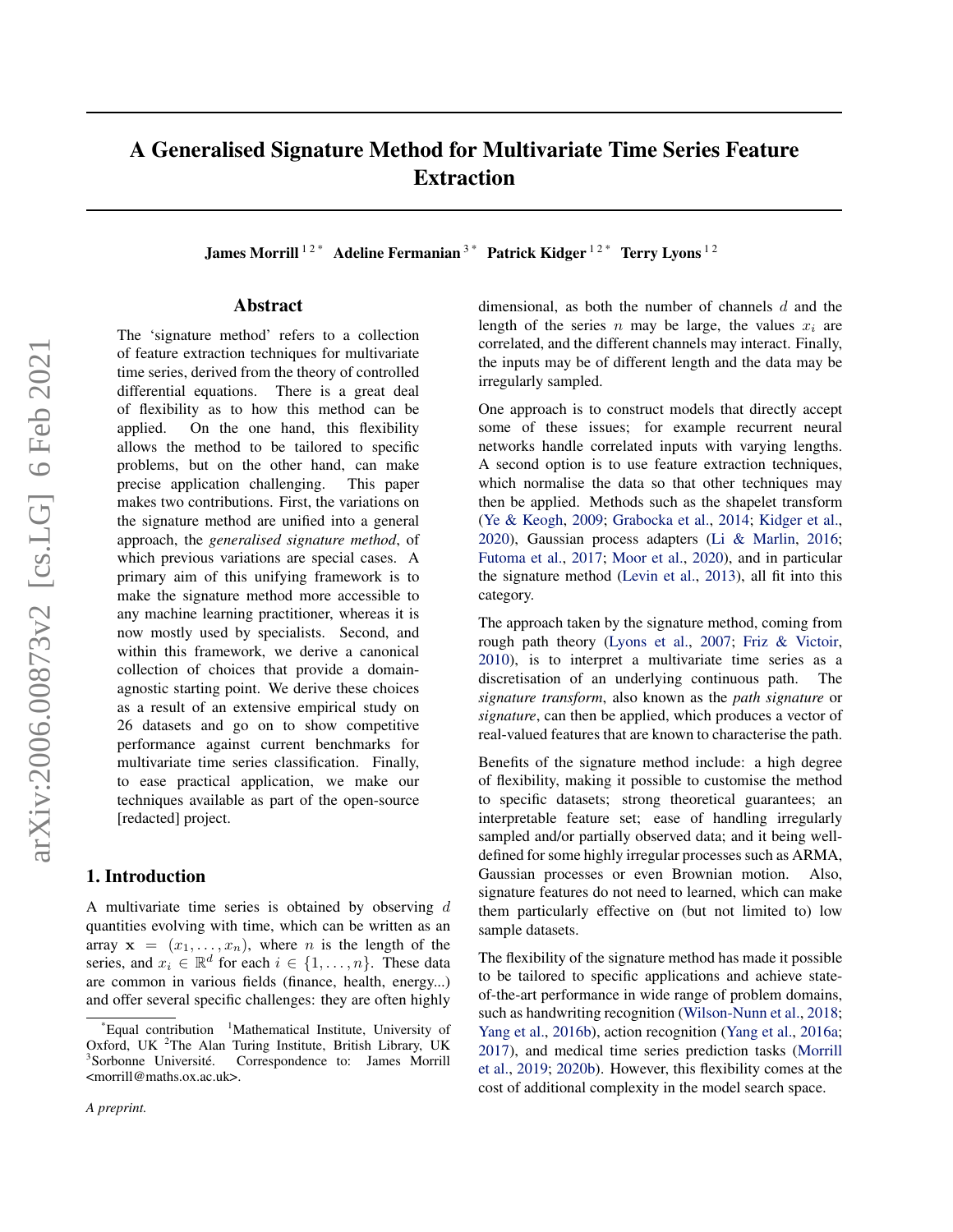# A Generalised Signature Method for Multivariate Time Series Feature Extraction

**James Morrill** [1 2 *] **Adeline Fermanian** [3 *] **Patrick Kidger** [1 2 *] **Terry Lyons** [1 2]

## Abstract

The 'signature method' refers to a collection of feature extraction techniques for multivariate time series, derived from the theory of controlled differential equations. There is a great deal of flexibility as to how this method can be applied. On the one hand, this flexibility allows the method to be tailored to specific problems, but on the other hand, can make precise application challenging. This paper makes two contributions. First, the variations on the signature method are unified into a general approach, the *generalised signature method*, of which previous variations are special cases. A primary aim of this unifying framework is to make the signature method more accessible to any machine learning practitioner, whereas it is now mostly used by specialists. Second, and within this framework, we derive a canonical collection of choices that provide a domain-agnostic starting point. We derive these choices as a result of an extensive empirical study on 26 datasets and go on to show competitive performance against current benchmarks for multivariate time series classification. Finally, to ease practical application, we make our techniques available as part of the open-source [redacted] project.

## 1. Introduction

A multivariate time series is obtained by observing $d$ quantities evolving with time, which can be written as an array $\mathbf{x} = (x_1, \ldots, x_n)$, where $n$ is the length of the series, and $x_i \in \mathbb{R}^d$ for each $i \in \{1, \ldots, n\}$. These data are common in various fields (finance, health, energy...) and offer several specific challenges: they are often highly dimensional, as both the number of channels $d$ and the length of the series $n$ may be large, the values $x_i$ are correlated, and the different channels may interact. Finally, the inputs may be of different length and the data may be irregularly sampled.

One approach is to construct models that directly accept some of these issues; for example recurrent neural networks handle correlated inputs with varying lengths. A second option is to use feature extraction techniques, which normalise the data so that other techniques may then be applied. Methods such as the shapelet transform (Ye & Keogh, 2009; Grabocka et al., 2014; Kidger et al., 2020), Gaussian process adapters (Li & Marlin, 2016; Futoma et al., 2017; Moor et al., 2020), and in particular the signature method (Levin et al., 2013), all fit into this category.

The approach taken by the signature method, coming from rough path theory (Lyons et al., 2007; Friz & Victoir, 2010), is to interpret a multivariate time series as a discretisation of an underlying continuous path. The *signature transform*, also known as the *path signature* or *signature*, can then be applied, which produces a vector of real-valued features that are known to characterise the path.

Benefits of the signature method include: a high degree of flexibility, making it possible to customise the method to specific datasets; strong theoretical guarantees; an interpretable feature set; ease of handling irregularly sampled and/or partially observed data; and it being well-defined for some highly irregular processes such as ARMA, Gaussian processes or even Brownian motion. Also, signature features do not need to learned, which can make them particularly effective on (but not limited to) low sample datasets.

The flexibility of the signature method has made it possible to be tailored to specific applications and achieve state-of-the-art performance in wide range of problem domains, such as handwriting recognition (Wilson-Nunn et al., 2018; Yang et al., 2016b), action recognition (Yang et al., 2016a; 2017), and medical time series prediction tasks (Morrill et al., 2019; 2020b). However, this flexibility comes at the cost of additional complexity in the model search space.

*Equal contribution [1]Mathematical Institute, University of Oxford, UK [2]The Alan Turing Institute, British Library, UK [3]Sorbonne Université. Correspondence to: James Morrill <morrill@maths.ox.ac.uk>.

*A preprint.*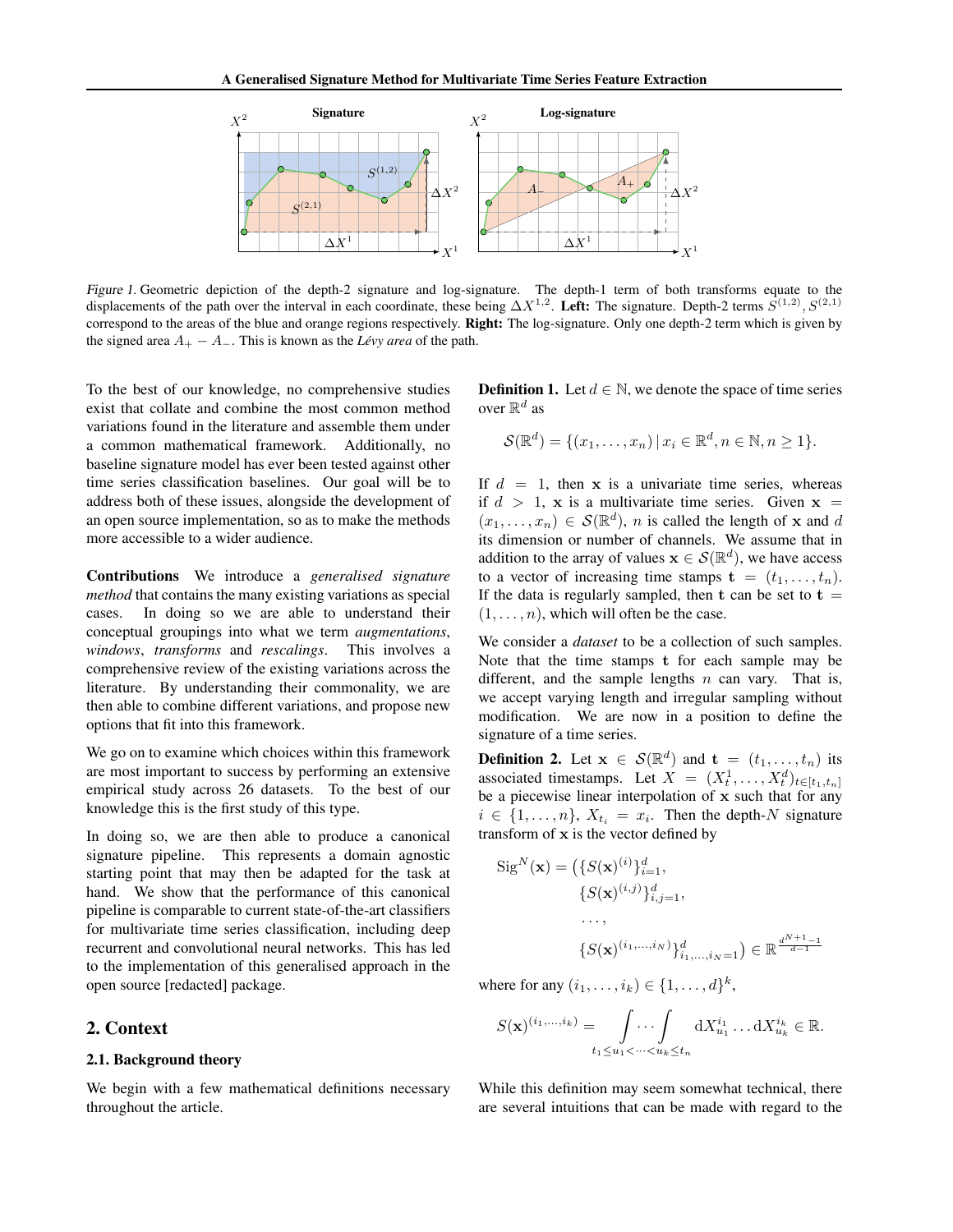Figure 1. Geometric depiction of the depth-2 signature and log-signature. The depth-1 term of both transforms equate to the displacements of the path over the interval in each coordinate, these being $\Delta X^{1,2}$. **Left:** The signature. Depth-2 terms $S^{(1,2)}, S^{(2,1)}$ correspond to the areas of the blue and orange regions respectively. **Right:** The log-signature. Only one depth-2 term which is given by the signed area $A_+ - A_-$. This is known as the *Lévy area* of the path.

To the best of our knowledge, no comprehensive studies exist that collate and combine the most common method variations found in the literature and assemble them under a common mathematical framework. Additionally, no baseline signature model has ever been tested against other time series classification baselines. Our goal will be to address both of these issues, alongside the development of an open source implementation, so as to make the methods more accessible to a wider audience.

**Contributions** We introduce a *generalised signature method* that contains the many existing variations as special cases. In doing so we are able to understand their conceptual groupings into what we term *augmentations*, *windows*, *transforms* and *rescalings*. This involves a comprehensive review of the existing variations across the literature. By understanding their commonality, we are then able to combine different variations, and propose new options that fit into this framework.

We go on to examine which choices within this framework are most important to success by performing an extensive empirical study across 26 datasets. To the best of our knowledge this is the first study of this type.

In doing so, we are then able to produce a canonical signature pipeline. This represents a domain agnostic starting point that may then be adapted for the task at hand. We show that the performance of this canonical pipeline is comparable to current state-of-the-art classifiers for multivariate time series classification, including deep recurrent and convolutional neural networks. This has led to the implementation of this generalised approach in the open source [redacted] package.

## 2. Context

### 2.1. Background theory

We begin with a few mathematical definitions necessary throughout the article.

**Definition 1.** Let $d \in \mathbb{N}$, we denote the space of time series over $\mathbb{R}^d$ as

$$\mathcal{S}(\mathbb{R}^d) = \{(x_1, \ldots, x_n) \,|\, x_i \in \mathbb{R}^d, n \in \mathbb{N}, n \geq 1\}.$$

If $d = 1$, then $\mathbf{x}$ is a univariate time series, whereas if $d > 1$, $\mathbf{x}$ is a multivariate time series. Given $\mathbf{x} = (x_1, \ldots, x_n) \in \mathcal{S}(\mathbb{R}^d)$, $n$ is called the length of $\mathbf{x}$ and $d$ its dimension or number of channels. We assume that in addition to the array of values $\mathbf{x} \in \mathcal{S}(\mathbb{R}^d)$, we have access to a vector of increasing time stamps $\mathbf{t} = (t_1, \ldots, t_n)$. If the data is regularly sampled, then $\mathbf{t}$ can be set to $\mathbf{t} = (1, \ldots, n)$, which will often be the case.

We consider a *dataset* to be a collection of such samples. Note that the time stamps $\mathbf{t}$ for each sample may be different, and the sample lengths $n$ can vary. That is, we accept varying length and irregular sampling without modification. We are now in a position to define the signature of a time series.

**Definition 2.** Let $\mathbf{x} \in \mathcal{S}(\mathbb{R}^d)$ and $\mathbf{t} = (t_1, \ldots, t_n)$ its associated timestamps. Let $X = (X_t^1, \ldots, X_t^d)_{t \in [t_1, t_n]}$ be a piecewise linear interpolation of $\mathbf{x}$ such that for any $i \in \{1, \ldots, n\}$, $X_{t_i} = x_i$. Then the depth-$N$ signature transform of $\mathbf{x}$ is the vector defined by

$$\begin{aligned}\mathrm{Sig}^N(\mathbf{x}) = \big(&\{S(\mathbf{x})^{(i)}\}_{i=1}^d, \\ &\{S(\mathbf{x})^{(i,j)}\}_{i,j=1}^d, \\ &\ldots, \\ &\{S(\mathbf{x})^{(i_1,\ldots,i_N)}\}_{i_1,\ldots,i_N=1}^d\big) \in \mathbb{R}^{\frac{d^{N+1}-1}{d-1}}\end{aligned}$$

where for any $(i_1, \ldots, i_k) \in \{1, \ldots, d\}^k$,

$$S(\mathbf{x})^{(i_1,\ldots,i_k)} = \int\cdots\int_{t_1 \leq u_1 < \cdots < u_k \leq t_n} \mathrm{d}X_{u_1}^{i_1} \ldots \mathrm{d}X_{u_k}^{i_k} \in \mathbb{R}.$$

While this definition may seem somewhat technical, there are several intuitions that can be made with regard to the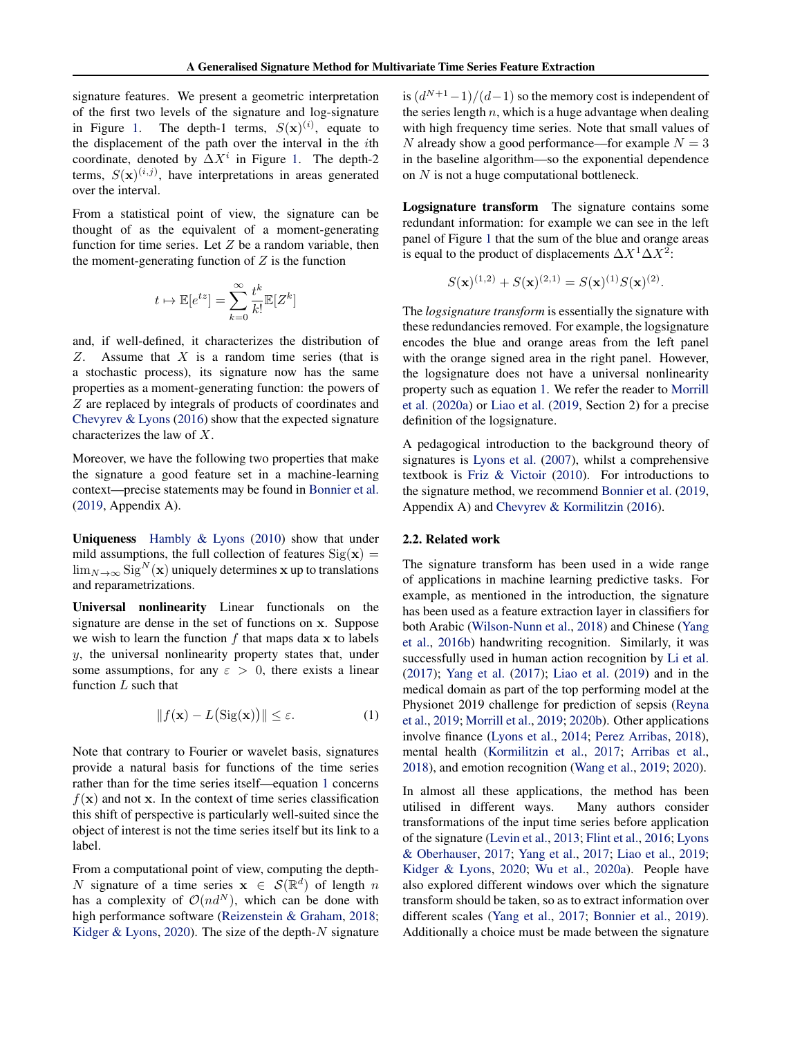signature features. We present a geometric interpretation of the first two levels of the signature and log-signature in Figure 1. The depth-1 terms, $S(\mathbf{x})^{(i)}$, equate to the displacement of the path over the interval in the $i$th coordinate, denoted by $\Delta X^i$ in Figure 1. The depth-2 terms, $S(\mathbf{x})^{(i,j)}$, have interpretations in areas generated over the interval.

From a statistical point of view, the signature can be thought of as the equivalent of a moment-generating function for time series. Let $Z$ be a random variable, then the moment-generating function of $Z$ is the function

$$t \mapsto \mathbb{E}[e^{tz}] = \sum_{k=0}^{\infty} \frac{t^k}{k!} \mathbb{E}[Z^k]$$

and, if well-defined, it characterizes the distribution of $Z$. Assume that $X$ is a random time series (that is a stochastic process), its signature now has the same properties as a moment-generating function: the powers of $Z$ are replaced by integrals of products of coordinates and Chevyrev & Lyons (2016) show that the expected signature characterizes the law of $X$.

Moreover, we have the following two properties that make the signature a good feature set in a machine-learning context—precise statements may be found in Bonnier et al. (2019, Appendix A).

**Uniqueness** Hambly & Lyons (2010) show that under mild assumptions, the full collection of features $\operatorname{Sig}(\mathbf{x}) = \lim_{N \to \infty} \operatorname{Sig}^N(\mathbf{x})$ uniquely determines $\mathbf{x}$ up to translations and reparametrizations.

**Universal nonlinearity** Linear functionals on the signature are dense in the set of functions on $\mathbf{x}$. Suppose we wish to learn the function $f$ that maps data $\mathbf{x}$ to labels $y$, the universal nonlinearity property states that, under some assumptions, for any $\varepsilon > 0$, there exists a linear function $L$ such that

$$\|f(\mathbf{x}) - L\big(\operatorname{Sig}(\mathbf{x})\big)\| \leq \varepsilon. \tag{1}$$

Note that contrary to Fourier or wavelet basis, signatures provide a natural basis for functions of the time series rather than for the time series itself—equation 1 concerns $f(\mathbf{x})$ and not $\mathbf{x}$. In the context of time series classification this shift of perspective is particularly well-suited since the object of interest is not the time series itself but its link to a label.

From a computational point of view, computing the depth-$N$ signature of a time series $\mathbf{x} \in \mathcal{S}(\mathbb{R}^d)$ of length $n$ has a complexity of $\mathcal{O}(nd^N)$, which can be done with high performance software (Reizenstein & Graham, 2018; Kidger & Lyons, 2020). The size of the depth-$N$ signature is $(d^{N+1}-1)/(d-1)$ so the memory cost is independent of the series length $n$, which is a huge advantage when dealing with high frequency time series. Note that small values of $N$ already show a good performance—for example $N = 3$ in the baseline algorithm—so the exponential dependence on $N$ is not a huge computational bottleneck.

**Logsignature transform** The signature contains some redundant information: for example we can see in the left panel of Figure 1 that the sum of the blue and orange areas is equal to the product of displacements $\Delta X^1 \Delta X^2$:

$$S(\mathbf{x})^{(1,2)} + S(\mathbf{x})^{(2,1)} = S(\mathbf{x})^{(1)} S(\mathbf{x})^{(2)}.$$

The *logsignature transform* is essentially the signature with these redundancies removed. For example, the logsignature encodes the blue and orange areas from the left panel with the orange signed area in the right panel. However, the logsignature does not have a universal nonlinearity property such as equation 1. We refer the reader to Morrill et al. (2020a) or Liao et al. (2019, Section 2) for a precise definition of the logsignature.

A pedagogical introduction to the background theory of signatures is Lyons et al. (2007), whilst a comprehensive textbook is Friz & Victoir (2010). For introductions to the signature method, we recommend Bonnier et al. (2019, Appendix A) and Chevyrev & Kormilitzin (2016).

### 2.2. Related work

The signature transform has been used in a wide range of applications in machine learning predictive tasks. For example, as mentioned in the introduction, the signature has been used as a feature extraction layer in classifiers for both Arabic (Wilson-Nunn et al., 2018) and Chinese (Yang et al., 2016b) handwriting recognition. Similarly, it was successfully used in human action recognition by Li et al. (2017); Yang et al. (2017); Liao et al. (2019) and in the medical domain as part of the top performing model at the Physionet 2019 challenge for prediction of sepsis (Reyna et al., 2019; Morrill et al., 2019; 2020b). Other applications involve finance (Lyons et al., 2014; Perez Arribas, 2018), mental health (Kormilitzin et al., 2017; Arribas et al., 2018), and emotion recognition (Wang et al., 2019; 2020).

In almost all these applications, the method has been utilised in different ways. Many authors consider transformations of the input time series before application of the signature (Levin et al., 2013; Flint et al., 2016; Lyons & Oberhauser, 2017; Yang et al., 2017; Liao et al., 2019; Kidger & Lyons, 2020; Wu et al., 2020a). People have also explored different windows over which the signature transform should be taken, so as to extract information over different scales (Yang et al., 2017; Bonnier et al., 2019). Additionally a choice must be made between the signature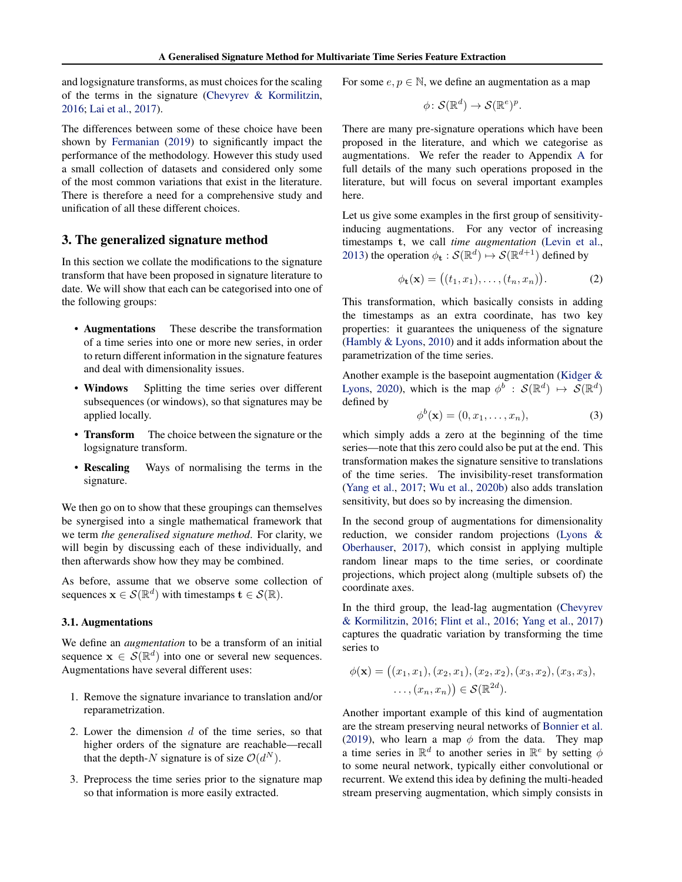and logsignature transforms, as must choices for the scaling of the terms in the signature (Chevyrev & Kormilitzin, 2016; Lai et al., 2017).

The differences between some of these choice have been shown by Fermanian (2019) to significantly impact the performance of the methodology. However this study used a small collection of datasets and considered only some of the most common variations that exist in the literature. There is therefore a need for a comprehensive study and unification of all these different choices.

## 3. The generalized signature method

In this section we collate the modifications to the signature transform that have been proposed in signature literature to date. We will show that each can be categorised into one of the following groups:

- **Augmentations** These describe the transformation of a time series into one or more new series, in order to return different information in the signature features and deal with dimensionality issues.
- **Windows** Splitting the time series over different subsequences (or windows), so that signatures may be applied locally.
- **Transform** The choice between the signature or the logsignature transform.
- **Rescaling** Ways of normalising the terms in the signature.

We then go on to show that these groupings can themselves be synergised into a single mathematical framework that we term *the generalised signature method*. For clarity, we will begin by discussing each of these individually, and then afterwards show how they may be combined.

As before, assume that we observe some collection of sequences $\mathbf{x} \in \mathcal{S}(\mathbb{R}^d)$ with timestamps $\mathbf{t} \in \mathcal{S}(\mathbb{R})$.

### 3.1. Augmentations

We define an *augmentation* to be a transform of an initial sequence $\mathbf{x} \in \mathcal{S}(\mathbb{R}^d)$ into one or several new sequences. Augmentations have several different uses:

1. Remove the signature invariance to translation and/or reparametrization.
2. Lower the dimension $d$ of the time series, so that higher orders of the signature are reachable—recall that the depth-$N$ signature is of size $\mathcal{O}(d^N)$.
3. Preprocess the time series prior to the signature map so that information is more easily extracted.

For some $e, p \in \mathbb{N}$, we define an augmentation as a map

$$\phi \colon \mathcal{S}(\mathbb{R}^d) \to \mathcal{S}(\mathbb{R}^e)^p.$$

There are many pre-signature operations which have been proposed in the literature, and which we categorise as augmentations. We refer the reader to Appendix A for full details of the many such operations proposed in the literature, but will focus on several important examples here.

Let us give some examples in the first group of sensitivity-inducing augmentations. For any vector of increasing timestamps $\mathbf{t}$, we call *time augmentation* (Levin et al., 2013) the operation $\phi_{\mathbf{t}} : \mathcal{S}(\mathbb{R}^d) \mapsto \mathcal{S}(\mathbb{R}^{d+1})$ defined by

$$\phi_{\mathbf{t}}(\mathbf{x}) = \big((t_1, x_1), \ldots, (t_n, x_n)\big). \tag{2}$$

This transformation, which basically consists in adding the timestamps as an extra coordinate, has two key properties: it guarantees the uniqueness of the signature (Hambly & Lyons, 2010) and it adds information about the parametrization of the time series.

Another example is the basepoint augmentation (Kidger & Lyons, 2020), which is the map $\phi^b : \mathcal{S}(\mathbb{R}^d) \mapsto \mathcal{S}(\mathbb{R}^d)$ defined by

$$\phi^b(\mathbf{x}) = (0, x_1, \ldots, x_n), \tag{3}$$

which simply adds a zero at the beginning of the time series—note that this zero could also be put at the end. This transformation makes the signature sensitive to translations of the time series. The invisibility-reset transformation (Yang et al., 2017; Wu et al., 2020b) also adds translation sensitivity, but does so by increasing the dimension.

In the second group of augmentations for dimensionality reduction, we consider random projections (Lyons & Oberhauser, 2017), which consist in applying multiple random linear maps to the time series, or coordinate projections, which project along (multiple subsets of) the coordinate axes.

In the third group, the lead-lag augmentation (Chevyrev & Kormilitzin, 2016; Flint et al., 2016; Yang et al., 2017) captures the quadratic variation by transforming the time series to

$$\phi(\mathbf{x}) = \big((x_1, x_1), (x_2, x_1), (x_2, x_2), (x_3, x_2), (x_3, x_3), \ldots, (x_n, x_n)\big) \in \mathcal{S}(\mathbb{R}^{2d}).$$

Another important example of this kind of augmentation are the stream preserving neural networks of Bonnier et al. (2019), who learn a map $\phi$ from the data. They map a time series in $\mathbb{R}^d$ to another series in $\mathbb{R}^e$ by setting $\phi$ to some neural network, typically either convolutional or recurrent. We extend this idea by defining the multi-headed stream preserving augmentation, which simply consists in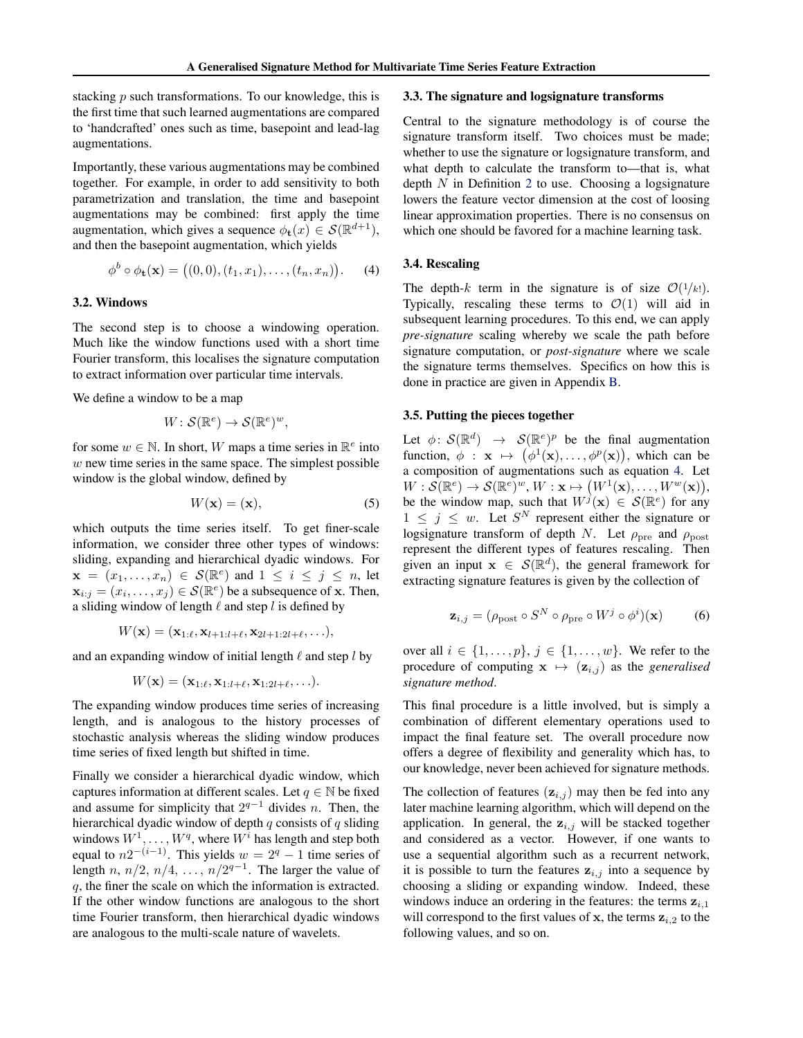stacking $p$ such transformations. To our knowledge, this is the first time that such learned augmentations are compared to 'handcrafted' ones such as time, basepoint and lead-lag augmentations.

Importantly, these various augmentations may be combined together. For example, in order to add sensitivity to both parametrization and translation, the time and basepoint augmentations may be combined: first apply the time augmentation, which gives a sequence $\phi_{\mathbf{t}}(x) \in \mathcal{S}(\mathbb{R}^{d+1})$, and then the basepoint augmentation, which yields

$$\phi^b \circ \phi_{\mathbf{t}}(\mathbf{x}) = \big((0,0),(t_1,x_1),\ldots,(t_n,x_n)\big). \quad (4)$$

### 3.2. Windows

The second step is to choose a windowing operation. Much like the window functions used with a short time Fourier transform, this localises the signature computation to extract information over particular time intervals.

We define a window to be a map

$$W\colon \mathcal{S}(\mathbb{R}^e) \to \mathcal{S}(\mathbb{R}^e)^w,$$

for some $w \in \mathbb{N}$. In short, $W$ maps a time series in $\mathbb{R}^e$ into $w$ new time series in the same space. The simplest possible window is the global window, defined by

$$W(\mathbf{x}) = (\mathbf{x}), \quad (5)$$

which outputs the time series itself. To get finer-scale information, we consider three other types of windows: sliding, expanding and hierarchical dyadic windows. For $\mathbf{x} = (x_1,\ldots,x_n) \in \mathcal{S}(\mathbb{R}^e)$ and $1 \leq i \leq j \leq n$, let $\mathbf{x}_{i:j} = (x_i,\ldots,x_j) \in \mathcal{S}(\mathbb{R}^e)$ be a subsequence of $\mathbf{x}$. Then, a sliding window of length $\ell$ and step $l$ is defined by

$$W(\mathbf{x}) = (\mathbf{x}_{1:\ell}, \mathbf{x}_{l+1:l+\ell}, \mathbf{x}_{2l+1:2l+\ell},\ldots),$$

and an expanding window of initial length $\ell$ and step $l$ by

$$W(\mathbf{x}) = (\mathbf{x}_{1:\ell}, \mathbf{x}_{1:l+\ell}, \mathbf{x}_{1:2l+\ell},\ldots).$$

The expanding window produces time series of increasing length, and is analogous to the history processes of stochastic analysis whereas the sliding window produces time series of fixed length but shifted in time.

Finally we consider a hierarchical dyadic window, which captures information at different scales. Let $q \in \mathbb{N}$ be fixed and assume for simplicity that $2^{q-1}$ divides $n$. Then, the hierarchical dyadic window of depth $q$ consists of $q$ sliding windows $W^1,\ldots,W^q$, where $W^i$ has length and step both equal to $n2^{-(i-1)}$. This yields $w = 2^q - 1$ time series of length $n$, $n/2$, $n/4$, $\ldots$, $n/2^{q-1}$. The larger the value of $q$, the finer the scale on which the information is extracted. If the other window functions are analogous to the short time Fourier transform, then hierarchical dyadic windows are analogous to the multi-scale nature of wavelets.

### 3.3. The signature and logsignature transforms

Central to the signature methodology is of course the signature transform itself. Two choices must be made; whether to use the signature or logsignature transform, and what depth to calculate the transform to—that is, what depth $N$ in Definition 2 to use. Choosing a logsignature lowers the feature vector dimension at the cost of loosing linear approximation properties. There is no consensus on which one should be favored for a machine learning task.

### 3.4. Rescaling

The depth-$k$ term in the signature is of size $\mathcal{O}(1/k!)$. Typically, rescaling these terms to $\mathcal{O}(1)$ will aid in subsequent learning procedures. To this end, we can apply *pre-signature* scaling whereby we scale the path before signature computation, or *post-signature* where we scale the signature terms themselves. Specifics on how this is done in practice are given in Appendix B.

### 3.5. Putting the pieces together

Let $\phi\colon \mathcal{S}(\mathbb{R}^d) \to \mathcal{S}(\mathbb{R}^e)^p$ be the final augmentation function, $\phi : \mathbf{x} \mapsto \big(\phi^1(\mathbf{x}),\ldots,\phi^p(\mathbf{x})\big)$, which can be a composition of augmentations such as equation 4. Let $W : \mathcal{S}(\mathbb{R}^e) \to \mathcal{S}(\mathbb{R}^e)^w$, $W : \mathbf{x} \mapsto \big(W^1(\mathbf{x}),\ldots,W^w(\mathbf{x})\big)$, be the window map, such that $W^j(\mathbf{x}) \in \mathcal{S}(\mathbb{R}^e)$ for any $1 \leq j \leq w$. Let $S^N$ represent either the signature or logsignature transform of depth $N$. Let $\rho_{\text{pre}}$ and $\rho_{\text{post}}$ represent the different types of features rescaling. Then given an input $\mathbf{x} \in \mathcal{S}(\mathbb{R}^d)$, the general framework for extracting signature features is given by the collection of

$$\mathbf{z}_{i,j} = (\rho_{\text{post}} \circ S^N \circ \rho_{\text{pre}} \circ W^j \circ \phi^i)(\mathbf{x}) \quad (6)$$

over all $i \in \{1,\ldots,p\}$, $j \in \{1,\ldots,w\}$. We refer to the procedure of computing $\mathbf{x} \mapsto (\mathbf{z}_{i,j})$ as the *generalised signature method*.

This final procedure is a little involved, but is simply a combination of different elementary operations used to impact the final feature set. The overall procedure now offers a degree of flexibility and generality which has, to our knowledge, never been achieved for signature methods.

The collection of features $(\mathbf{z}_{i,j})$ may then be fed into any later machine learning algorithm, which will depend on the application. In general, the $\mathbf{z}_{i,j}$ will be stacked together and considered as a vector. However, if one wants to use a sequential algorithm such as a recurrent network, it is possible to turn the features $\mathbf{z}_{i,j}$ into a sequence by choosing a sliding or expanding window. Indeed, these windows induce an ordering in the features: the terms $\mathbf{z}_{i,1}$ will correspond to the first values of $\mathbf{x}$, the terms $\mathbf{z}_{i,2}$ to the following values, and so on.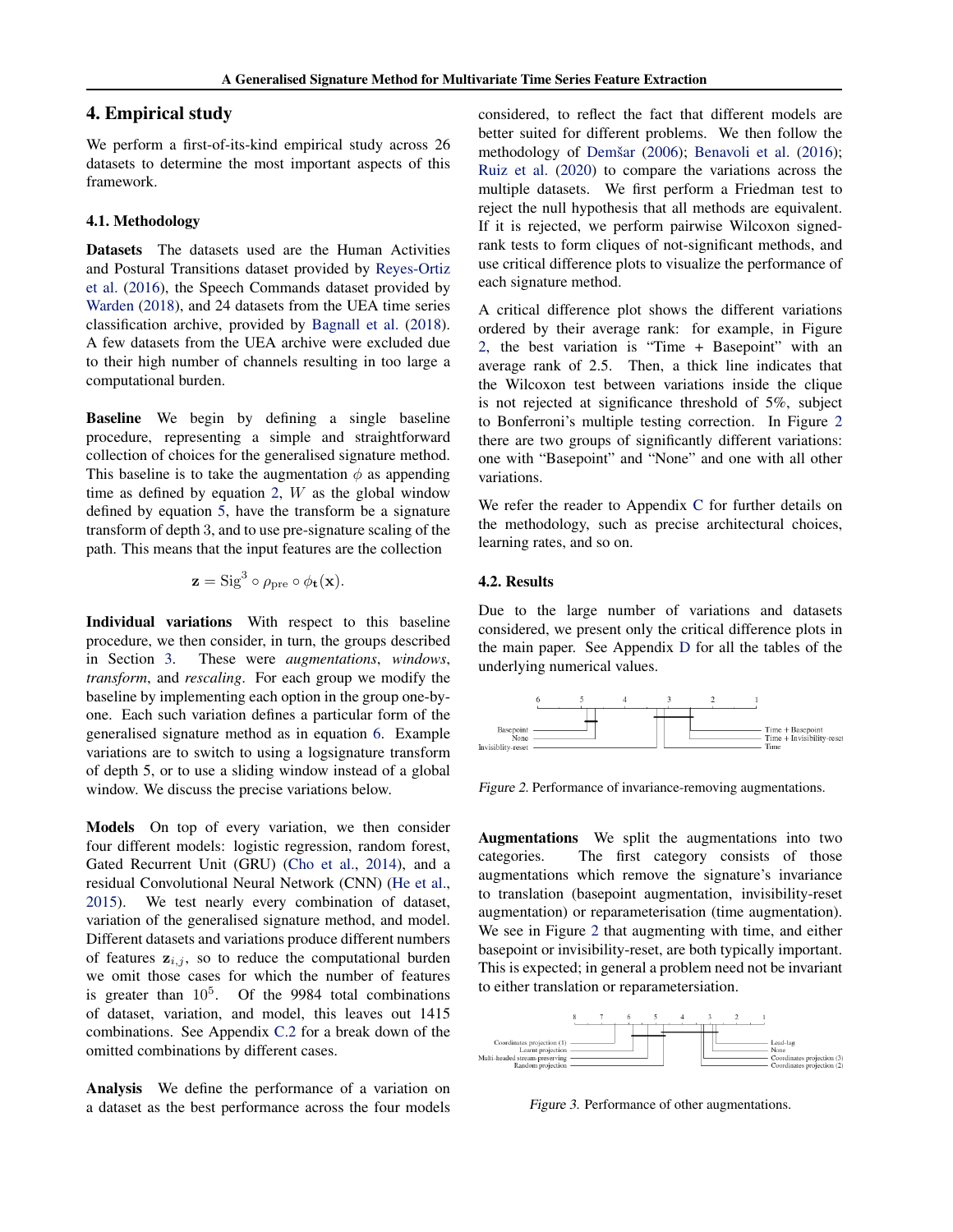## 4. Empirical study

We perform a first-of-its-kind empirical study across 26 datasets to determine the most important aspects of this framework.

### 4.1. Methodology

**Datasets** The datasets used are the Human Activities and Postural Transitions dataset provided by Reyes-Ortiz et al. (2016), the Speech Commands dataset provided by Warden (2018), and 24 datasets from the UEA time series classification archive, provided by Bagnall et al. (2018). A few datasets from the UEA archive were excluded due to their high number of channels resulting in too large a computational burden.

**Baseline** We begin by defining a single baseline procedure, representing a simple and straightforward collection of choices for the generalised signature method. This baseline is to take the augmentation $\phi$ as appending time as defined by equation 2, $W$ as the global window defined by equation 5, have the transform be a signature transform of depth 3, and to use pre-signature scaling of the path. This means that the input features are the collection

$$\mathbf{z} = \mathrm{Sig}^3 \circ \rho_{\mathrm{pre}} \circ \phi_{\mathbf{t}}(\mathbf{x}).$$

**Individual variations** With respect to this baseline procedure, we then consider, in turn, the groups described in Section 3. These were *augmentations*, *windows*, *transform*, and *rescaling*. For each group we modify the baseline by implementing each option in the group one-by-one. Each such variation defines a particular form of the generalised signature method as in equation 6. Example variations are to switch to using a logsignature transform of depth 5, or to use a sliding window instead of a global window. We discuss the precise variations below.

**Models** On top of every variation, we then consider four different models: logistic regression, random forest, Gated Recurrent Unit (GRU) (Cho et al., 2014), and a residual Convolutional Neural Network (CNN) (He et al., 2015). We test nearly every combination of dataset, variation of the generalised signature method, and model. Different datasets and variations produce different numbers of features $\mathbf{z}_{i,j}$, so to reduce the computational burden we omit those cases for which the number of features is greater than $10^5$. Of the 9984 total combinations of dataset, variation, and model, this leaves out 1415 combinations. See Appendix C.2 for a break down of the omitted combinations by different cases.

**Analysis** We define the performance of a variation on a dataset as the best performance across the four models considered, to reflect the fact that different models are better suited for different problems. We then follow the methodology of Demšar (2006); Benavoli et al. (2016); Ruiz et al. (2020) to compare the variations across the multiple datasets. We first perform a Friedman test to reject the null hypothesis that all methods are equivalent. If it is rejected, we perform pairwise Wilcoxon signed-rank tests to form cliques of not-significant methods, and use critical difference plots to visualize the performance of each signature method.

A critical difference plot shows the different variations ordered by their average rank: for example, in Figure 2, the best variation is "Time + Basepoint" with an average rank of 2.5. Then, a thick line indicates that the Wilcoxon test between variations inside the clique is not rejected at significance threshold of 5%, subject to Bonferroni's multiple testing correction. In Figure 2 there are two groups of significantly different variations: one with "Basepoint" and "None" and one with all other variations.

We refer the reader to Appendix C for further details on the methodology, such as precise architectural choices, learning rates, and so on.

### 4.2. Results

Due to the large number of variations and datasets considered, we present only the critical difference plots in the main paper. See Appendix D for all the tables of the underlying numerical values.

Figure 2. Performance of invariance-removing augmentations.

**Augmentations** We split the augmentations into two categories. The first category consists of those augmentations which remove the signature's invariance to translation (basepoint augmentation, invisibility-reset augmentation) or reparameterisation (time augmentation). We see in Figure 2 that augmenting with time, and either basepoint or invisibility-reset, are both typically important. This is expected; in general a problem need not be invariant to either translation or reparametersiation.

Figure 3. Performance of other augmentations.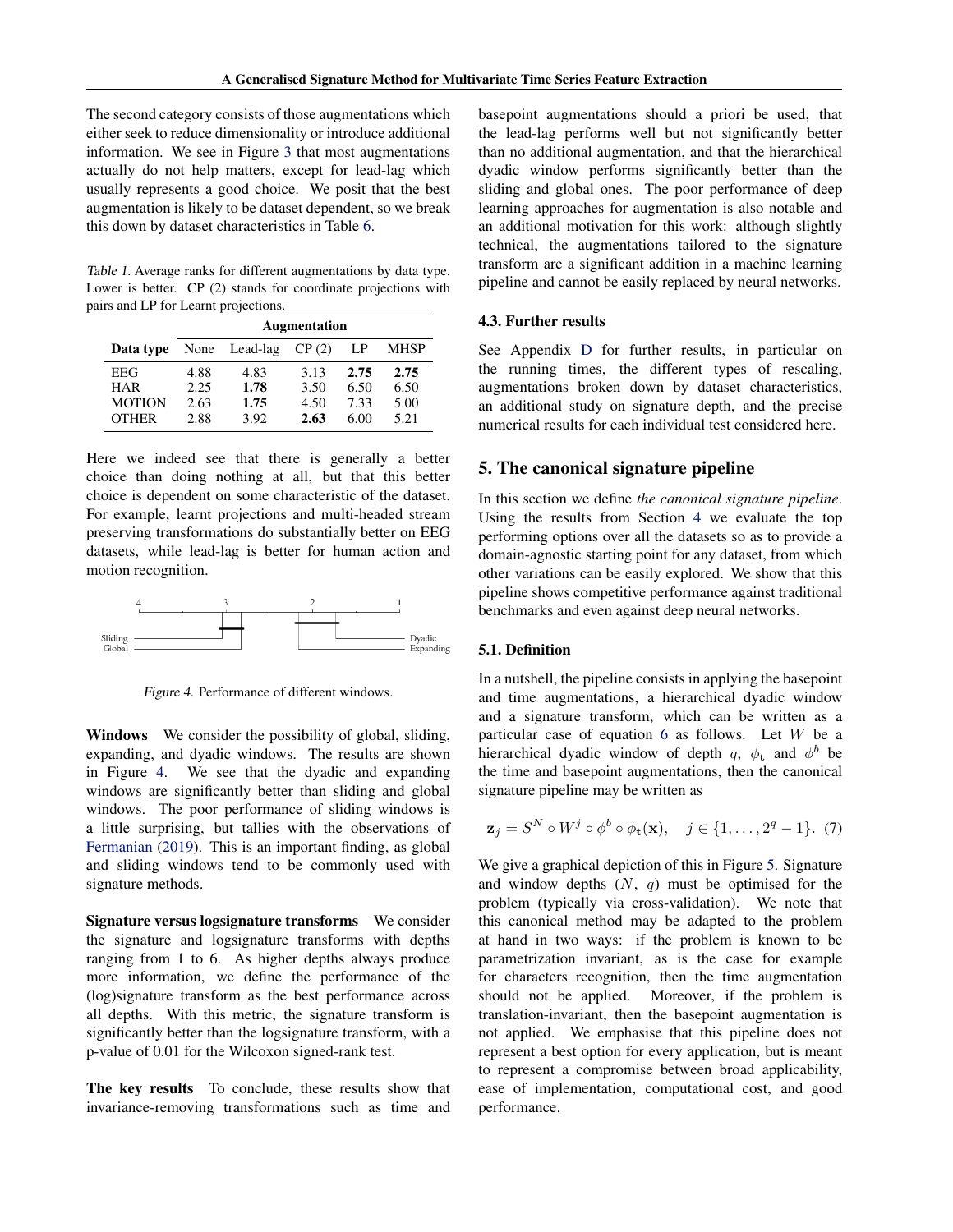The second category consists of those augmentations which either seek to reduce dimensionality or introduce additional information. We see in Figure 3 that most augmentations actually do not help matters, except for lead-lag which usually represents a good choice. We posit that the best augmentation is likely to be dataset dependent, so we break this down by dataset characteristics in Table 6.

*Table 1.* Average ranks for different augmentations by data type. Lower is better. CP (2) stands for coordinate projections with pairs and LP for Learnt projections.

| | Augmentation | | | | |
|---|---|---|---|---|---|
| **Data type** | None | Lead-lag | CP (2) | LP | MHSP |
| EEG | 4.88 | 4.83 | 3.13 | **2.75** | **2.75** |
| HAR | 2.25 | **1.78** | 3.50 | 6.50 | 6.50 |
| MOTION | 2.63 | **1.75** | 4.50 | 7.33 | 5.00 |
| OTHER | 2.88 | 3.92 | **2.63** | 6.00 | 5.21 |

Here we indeed see that there is generally a better choice than doing nothing at all, but that this better choice is dependent on some characteristic of the dataset. For example, learnt projections and multi-headed stream preserving transformations do substantially better on EEG datasets, while lead-lag is better for human action and motion recognition.

*Figure 4.* Performance of different windows.

**Windows** We consider the possibility of global, sliding, expanding, and dyadic windows. The results are shown in Figure 4. We see that the dyadic and expanding windows are significantly better than sliding and global windows. The poor performance of sliding windows is a little surprising, but tallies with the observations of Fermanian (2019). This is an important finding, as global and sliding windows tend to be commonly used with signature methods.

**Signature versus logsignature transforms** We consider the signature and logsignature transforms with depths ranging from 1 to 6. As higher depths always produce more information, we define the performance of the (log)signature transform as the best performance across all depths. With this metric, the signature transform is significantly better than the logsignature transform, with a p-value of 0.01 for the Wilcoxon signed-rank test.

**The key results** To conclude, these results show that invariance-removing transformations such as time and basepoint augmentations should a priori be used, that the lead-lag performs well but not significantly better than no additional augmentation, and that the hierarchical dyadic window performs significantly better than the sliding and global ones. The poor performance of deep learning approaches for augmentation is also notable and an additional motivation for this work: although slightly technical, the augmentations tailored to the signature transform are a significant addition in a machine learning pipeline and cannot be easily replaced by neural networks.

### 4.3. Further results

See Appendix D for further results, in particular on the running times, the different types of rescaling, augmentations broken down by dataset characteristics, an additional study on signature depth, and the precise numerical results for each individual test considered here.

## 5. The canonical signature pipeline

In this section we define *the canonical signature pipeline*. Using the results from Section 4 we evaluate the top performing options over all the datasets so as to provide a domain-agnostic starting point for any dataset, from which other variations can be easily explored. We show that this pipeline shows competitive performance against traditional benchmarks and even against deep neural networks.

### 5.1. Definition

In a nutshell, the pipeline consists in applying the basepoint and time augmentations, a hierarchical dyadic window and a signature transform, which can be written as a particular case of equation 6 as follows. Let $W$ be a hierarchical dyadic window of depth $q$, $\phi_{\mathbf{t}}$ and $\phi^b$ be the time and basepoint augmentations, then the canonical signature pipeline may be written as

$$\mathbf{z}_j = S^N \circ W^j \circ \phi^b \circ \phi_{\mathbf{t}}(\mathbf{x}), \quad j \in \{1, \ldots, 2^q - 1\}. \quad (7)$$

We give a graphical depiction of this in Figure 5. Signature and window depths ($N$, $q$) must be optimised for the problem (typically via cross-validation). We note that this canonical method may be adapted to the problem at hand in two ways: if the problem is known to be parametrization invariant, as is the case for example for characters recognition, then the time augmentation should not be applied. Moreover, if the problem is translation-invariant, then the basepoint augmentation is not applied. We emphasise that this pipeline does not represent a best option for every application, but is meant to represent a compromise between broad applicability, ease of implementation, computational cost, and good performance.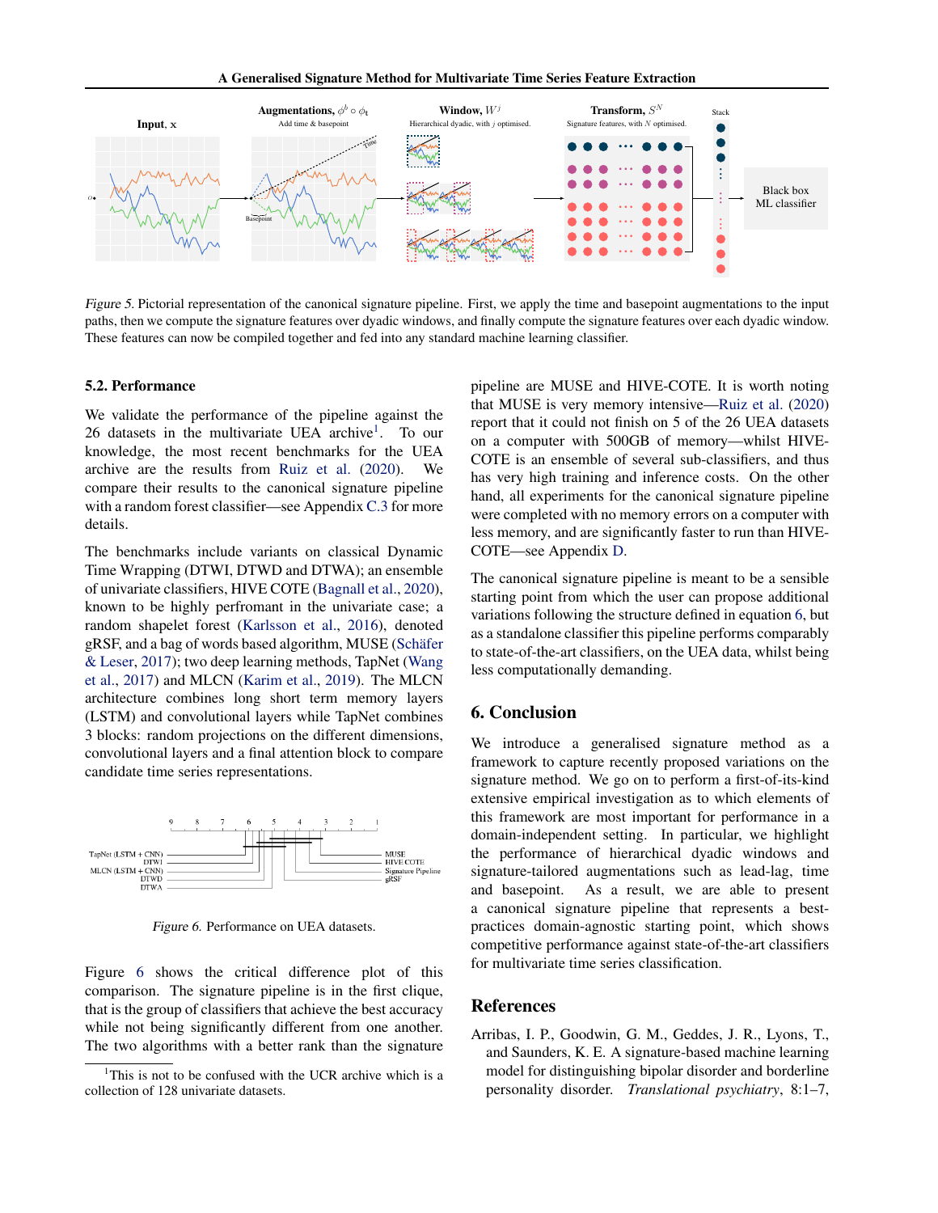Figure 5. Pictorial representation of the canonical signature pipeline. First, we apply the time and basepoint augmentations to the input paths, then we compute the signature features over dyadic windows, and finally compute the signature features over each dyadic window. These features can now be compiled together and fed into any standard machine learning classifier.

### 5.2. Performance

We validate the performance of the pipeline against the 26 datasets in the multivariate UEA archive[1]. To our knowledge, the most recent benchmarks for the UEA archive are the results from Ruiz et al. (2020). We compare their results to the canonical signature pipeline with a random forest classifier—see Appendix C.3 for more details.

The benchmarks include variants on classical Dynamic Time Wrapping (DTWI, DTWD and DTWA); an ensemble of univariate classifiers, HIVE COTE (Bagnall et al., 2020), known to be highly perfromant in the univariate case; a random shapelet forest (Karlsson et al., 2016), denoted gRSF, and a bag of words based algorithm, MUSE (Schäfer & Leser, 2017); two deep learning methods, TapNet (Wang et al., 2017) and MLCN (Karim et al., 2019). The MLCN architecture combines long short term memory layers (LSTM) and convolutional layers while TapNet combines 3 blocks: random projections on the different dimensions, convolutional layers and a final attention block to compare candidate time series representations.

Figure 6. Performance on UEA datasets.

Figure 6 shows the critical difference plot of this comparison. The signature pipeline is in the first clique, that is the group of classifiers that achieve the best accuracy while not being significantly different from one another. The two algorithms with a better rank than the signature pipeline are MUSE and HIVE-COTE. It is worth noting that MUSE is very memory intensive—Ruiz et al. (2020) report that it could not finish on 5 of the 26 UEA datasets on a computer with 500GB of memory—whilst HIVE-COTE is an ensemble of several sub-classifiers, and thus has very high training and inference costs. On the other hand, all experiments for the canonical signature pipeline were completed with no memory errors on a computer with less memory, and are significantly faster to run than HIVE-COTE—see Appendix D.

The canonical signature pipeline is meant to be a sensible starting point from which the user can propose additional variations following the structure defined in equation 6, but as a standalone classifier this pipeline performs comparably to state-of-the-art classifiers, on the UEA data, whilst being less computationally demanding.

## 6. Conclusion

We introduce a generalised signature method as a framework to capture recently proposed variations on the signature method. We go on to perform a first-of-its-kind extensive empirical investigation as to which elements of this framework are most important for performance in a domain-independent setting. In particular, we highlight the performance of hierarchical dyadic windows and signature-tailored augmentations such as lead-lag, time and basepoint. As a result, we are able to present a canonical signature pipeline that represents a best-practices domain-agnostic starting point, which shows competitive performance against state-of-the-art classifiers for multivariate time series classification.

## References

Arribas, I. P., Goodwin, G. M., Geddes, J. R., Lyons, T., and Saunders, K. E. A signature-based machine learning model for distinguishing bipolar disorder and borderline personality disorder. *Translational psychiatry*, 8:1–7,

[1] This is not to be confused with the UCR archive which is a collection of 128 univariate datasets.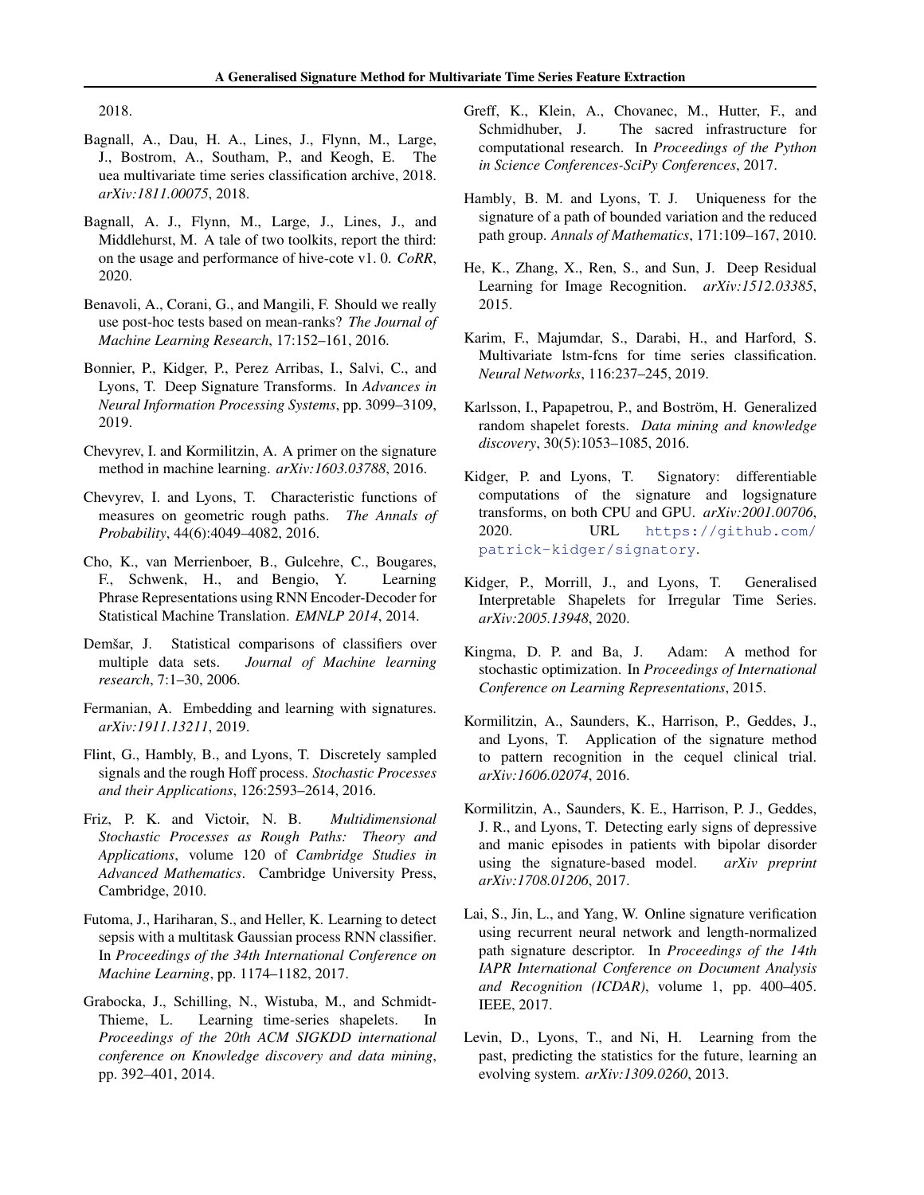2018.

Bagnall, A., Dau, H. A., Lines, J., Flynn, M., Large, J., Bostrom, A., Southam, P., and Keogh, E. The uea multivariate time series classification archive, 2018. *arXiv:1811.00075*, 2018.

Bagnall, A. J., Flynn, M., Large, J., Lines, J., and Middlehurst, M. A tale of two toolkits, report the third: on the usage and performance of hive-cote v1. 0. *CoRR*, 2020.

Benavoli, A., Corani, G., and Mangili, F. Should we really use post-hoc tests based on mean-ranks? *The Journal of Machine Learning Research*, 17:152–161, 2016.

Bonnier, P., Kidger, P., Perez Arribas, I., Salvi, C., and Lyons, T. Deep Signature Transforms. In *Advances in Neural Information Processing Systems*, pp. 3099–3109, 2019.

Chevyrev, I. and Kormilitzin, A. A primer on the signature method in machine learning. *arXiv:1603.03788*, 2016.

Chevyrev, I. and Lyons, T. Characteristic functions of measures on geometric rough paths. *The Annals of Probability*, 44(6):4049–4082, 2016.

Cho, K., van Merrienboer, B., Gulcehre, C., Bougares, F., Schwenk, H., and Bengio, Y. Learning Phrase Representations using RNN Encoder-Decoder for Statistical Machine Translation. *EMNLP 2014*, 2014.

Demšar, J. Statistical comparisons of classifiers over multiple data sets. *Journal of Machine learning research*, 7:1–30, 2006.

Fermanian, A. Embedding and learning with signatures. *arXiv:1911.13211*, 2019.

Flint, G., Hambly, B., and Lyons, T. Discretely sampled signals and the rough Hoff process. *Stochastic Processes and their Applications*, 126:2593–2614, 2016.

Friz, P. K. and Victoir, N. B. *Multidimensional Stochastic Processes as Rough Paths: Theory and Applications*, volume 120 of *Cambridge Studies in Advanced Mathematics*. Cambridge University Press, Cambridge, 2010.

Futoma, J., Hariharan, S., and Heller, K. Learning to detect sepsis with a multitask Gaussian process RNN classifier. In *Proceedings of the 34th International Conference on Machine Learning*, pp. 1174–1182, 2017.

Grabocka, J., Schilling, N., Wistuba, M., and Schmidt-Thieme, L. Learning time-series shapelets. In *Proceedings of the 20th ACM SIGKDD international conference on Knowledge discovery and data mining*, pp. 392–401, 2014.

Greff, K., Klein, A., Chovanec, M., Hutter, F., and Schmidhuber, J. The sacred infrastructure for computational research. In *Proceedings of the Python in Science Conferences-SciPy Conferences*, 2017.

Hambly, B. M. and Lyons, T. J. Uniqueness for the signature of a path of bounded variation and the reduced path group. *Annals of Mathematics*, 171:109–167, 2010.

He, K., Zhang, X., Ren, S., and Sun, J. Deep Residual Learning for Image Recognition. *arXiv:1512.03385*, 2015.

Karim, F., Majumdar, S., Darabi, H., and Harford, S. Multivariate lstm-fcns for time series classification. *Neural Networks*, 116:237–245, 2019.

Karlsson, I., Papapetrou, P., and Boström, H. Generalized random shapelet forests. *Data mining and knowledge discovery*, 30(5):1053–1085, 2016.

Kidger, P. and Lyons, T. Signatory: differentiable computations of the signature and logsignature transforms, on both CPU and GPU. *arXiv:2001.00706*, 2020. URL https://github.com/patrick-kidger/signatory.

Kidger, P., Morrill, J., and Lyons, T. Generalised Interpretable Shapelets for Irregular Time Series. *arXiv:2005.13948*, 2020.

Kingma, D. P. and Ba, J. Adam: A method for stochastic optimization. In *Proceedings of International Conference on Learning Representations*, 2015.

Kormilitzin, A., Saunders, K., Harrison, P., Geddes, J., and Lyons, T. Application of the signature method to pattern recognition in the cequel clinical trial. *arXiv:1606.02074*, 2016.

Kormilitzin, A., Saunders, K. E., Harrison, P. J., Geddes, J. R., and Lyons, T. Detecting early signs of depressive and manic episodes in patients with bipolar disorder using the signature-based model. *arXiv preprint arXiv:1708.01206*, 2017.

Lai, S., Jin, L., and Yang, W. Online signature verification using recurrent neural network and length-normalized path signature descriptor. In *Proceedings of the 14th IAPR International Conference on Document Analysis and Recognition (ICDAR)*, volume 1, pp. 400–405. IEEE, 2017.

Levin, D., Lyons, T., and Ni, H. Learning from the past, predicting the statistics for the future, learning an evolving system. *arXiv:1309.0260*, 2013.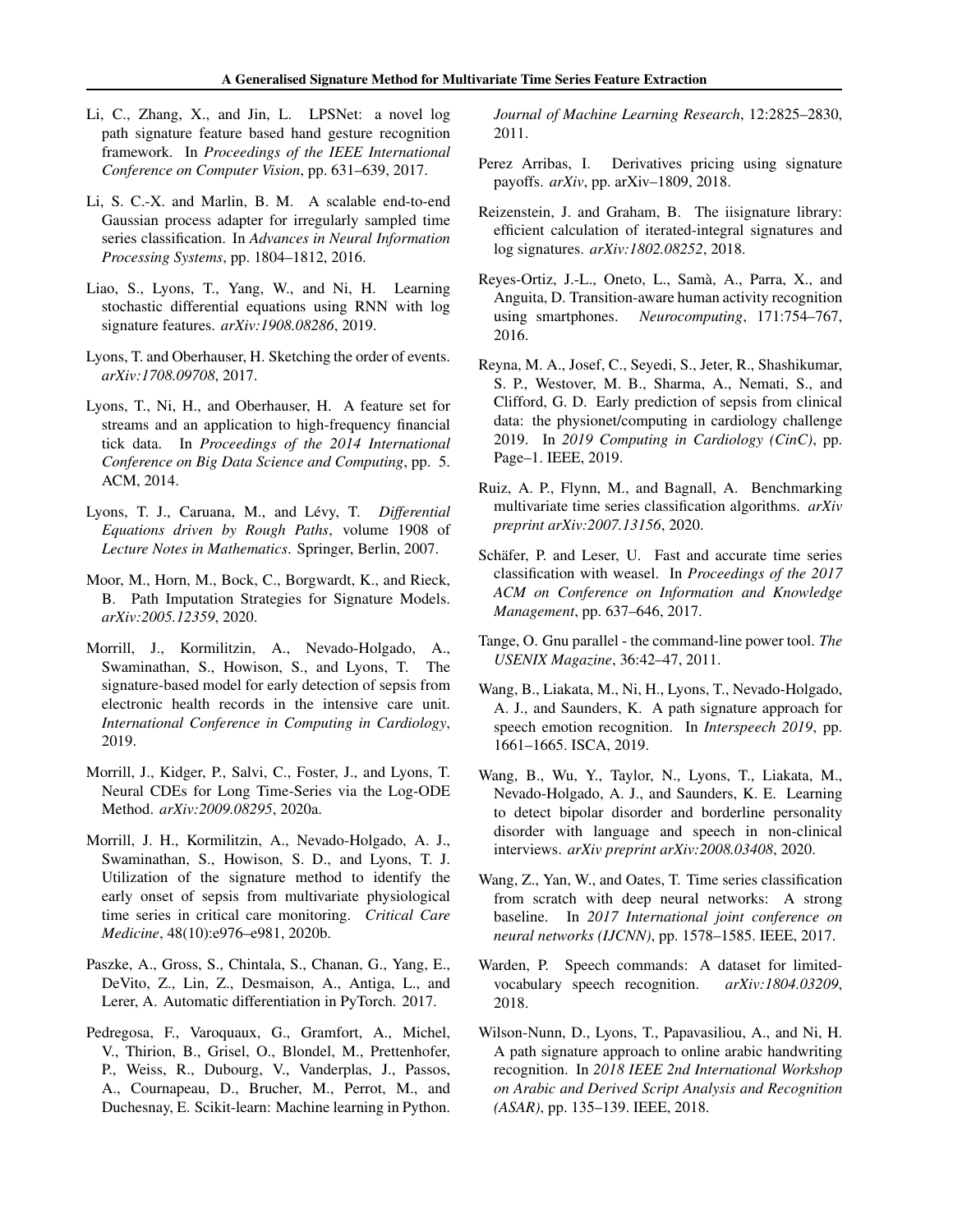Li, C., Zhang, X., and Jin, L. LPSNet: a novel log path signature feature based hand gesture recognition framework. In *Proceedings of the IEEE International Conference on Computer Vision*, pp. 631–639, 2017.

Li, S. C.-X. and Marlin, B. M. A scalable end-to-end Gaussian process adapter for irregularly sampled time series classification. In *Advances in Neural Information Processing Systems*, pp. 1804–1812, 2016.

Liao, S., Lyons, T., Yang, W., and Ni, H. Learning stochastic differential equations using RNN with log signature features. *arXiv:1908.08286*, 2019.

Lyons, T. and Oberhauser, H. Sketching the order of events. *arXiv:1708.09708*, 2017.

Lyons, T., Ni, H., and Oberhauser, H. A feature set for streams and an application to high-frequency financial tick data. In *Proceedings of the 2014 International Conference on Big Data Science and Computing*, pp. 5. ACM, 2014.

Lyons, T. J., Caruana, M., and Lévy, T. *Differential Equations driven by Rough Paths*, volume 1908 of *Lecture Notes in Mathematics*. Springer, Berlin, 2007.

Moor, M., Horn, M., Bock, C., Borgwardt, K., and Rieck, B. Path Imputation Strategies for Signature Models. *arXiv:2005.12359*, 2020.

Morrill, J., Kormilitzin, A., Nevado-Holgado, A., Swaminathan, S., Howison, S., and Lyons, T. The signature-based model for early detection of sepsis from electronic health records in the intensive care unit. *International Conference in Computing in Cardiology*, 2019.

Morrill, J., Kidger, P., Salvi, C., Foster, J., and Lyons, T. Neural CDEs for Long Time-Series via the Log-ODE Method. *arXiv:2009.08295*, 2020a.

Morrill, J. H., Kormilitzin, A., Nevado-Holgado, A. J., Swaminathan, S., Howison, S. D., and Lyons, T. J. Utilization of the signature method to identify the early onset of sepsis from multivariate physiological time series in critical care monitoring. *Critical Care Medicine*, 48(10):e976–e981, 2020b.

Paszke, A., Gross, S., Chintala, S., Chanan, G., Yang, E., DeVito, Z., Lin, Z., Desmaison, A., Antiga, L., and Lerer, A. Automatic differentiation in PyTorch. 2017.

Pedregosa, F., Varoquaux, G., Gramfort, A., Michel, V., Thirion, B., Grisel, O., Blondel, M., Prettenhofer, P., Weiss, R., Dubourg, V., Vanderplas, J., Passos, A., Cournapeau, D., Brucher, M., Perrot, M., and Duchesnay, E. Scikit-learn: Machine learning in Python. *Journal of Machine Learning Research*, 12:2825–2830, 2011.

Perez Arribas, I. Derivatives pricing using signature payoffs. *arXiv*, pp. arXiv–1809, 2018.

Reizenstein, J. and Graham, B. The iisignature library: efficient calculation of iterated-integral signatures and log signatures. *arXiv:1802.08252*, 2018.

Reyes-Ortiz, J.-L., Oneto, L., Samà, A., Parra, X., and Anguita, D. Transition-aware human activity recognition using smartphones. *Neurocomputing*, 171:754–767, 2016.

Reyna, M. A., Josef, C., Seyedi, S., Jeter, R., Shashikumar, S. P., Westover, M. B., Sharma, A., Nemati, S., and Clifford, G. D. Early prediction of sepsis from clinical data: the physionet/computing in cardiology challenge 2019. In *2019 Computing in Cardiology (CinC)*, pp. Page–1. IEEE, 2019.

Ruiz, A. P., Flynn, M., and Bagnall, A. Benchmarking multivariate time series classification algorithms. *arXiv preprint arXiv:2007.13156*, 2020.

Schäfer, P. and Leser, U. Fast and accurate time series classification with weasel. In *Proceedings of the 2017 ACM on Conference on Information and Knowledge Management*, pp. 637–646, 2017.

Tange, O. Gnu parallel - the command-line power tool. *The USENIX Magazine*, 36:42–47, 2011.

Wang, B., Liakata, M., Ni, H., Lyons, T., Nevado-Holgado, A. J., and Saunders, K. A path signature approach for speech emotion recognition. In *Interspeech 2019*, pp. 1661–1665. ISCA, 2019.

Wang, B., Wu, Y., Taylor, N., Lyons, T., Liakata, M., Nevado-Holgado, A. J., and Saunders, K. E. Learning to detect bipolar disorder and borderline personality disorder with language and speech in non-clinical interviews. *arXiv preprint arXiv:2008.03408*, 2020.

Wang, Z., Yan, W., and Oates, T. Time series classification from scratch with deep neural networks: A strong baseline. In *2017 International joint conference on neural networks (IJCNN)*, pp. 1578–1585. IEEE, 2017.

Warden, P. Speech commands: A dataset for limited-vocabulary speech recognition. *arXiv:1804.03209*, 2018.

Wilson-Nunn, D., Lyons, T., Papavasiliou, A., and Ni, H. A path signature approach to online arabic handwriting recognition. In *2018 IEEE 2nd International Workshop on Arabic and Derived Script Analysis and Recognition (ASAR)*, pp. 135–139. IEEE, 2018.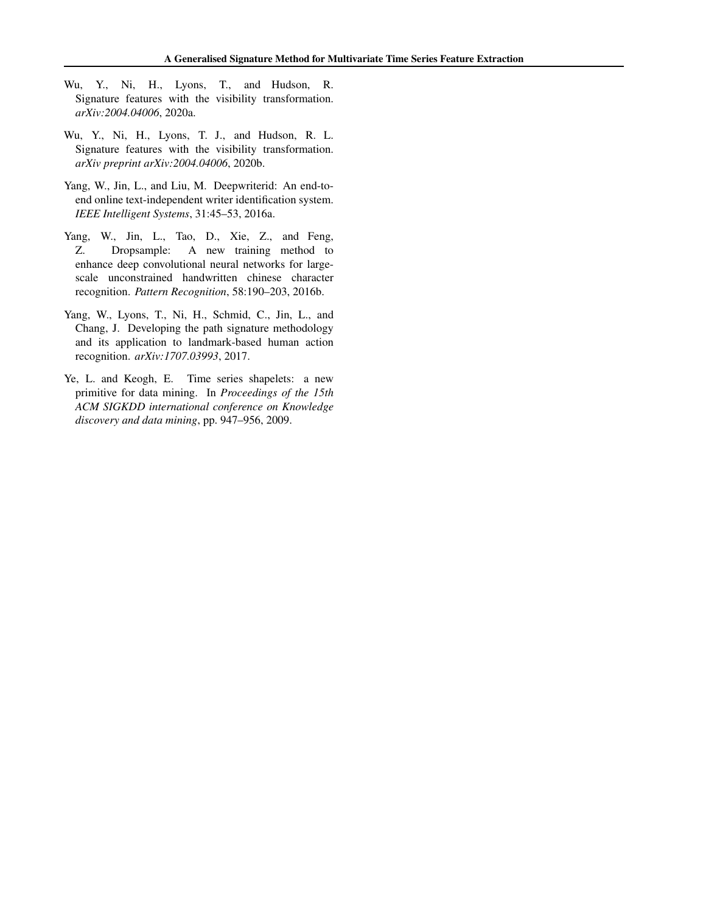Wu, Y., Ni, H., Lyons, T., and Hudson, R. Signature features with the visibility transformation. *arXiv:2004.04006*, 2020a.

Wu, Y., Ni, H., Lyons, T. J., and Hudson, R. L. Signature features with the visibility transformation. *arXiv preprint arXiv:2004.04006*, 2020b.

Yang, W., Jin, L., and Liu, M. Deepwriterid: An end-to-end online text-independent writer identification system. *IEEE Intelligent Systems*, 31:45–53, 2016a.

Yang, W., Jin, L., Tao, D., Xie, Z., and Feng, Z. Dropsample: A new training method to enhance deep convolutional neural networks for large-scale unconstrained handwritten chinese character recognition. *Pattern Recognition*, 58:190–203, 2016b.

Yang, W., Lyons, T., Ni, H., Schmid, C., Jin, L., and Chang, J. Developing the path signature methodology and its application to landmark-based human action recognition. *arXiv:1707.03993*, 2017.

Ye, L. and Keogh, E. Time series shapelets: a new primitive for data mining. In *Proceedings of the 15th ACM SIGKDD international conference on Knowledge discovery and data mining*, pp. 947–956, 2009.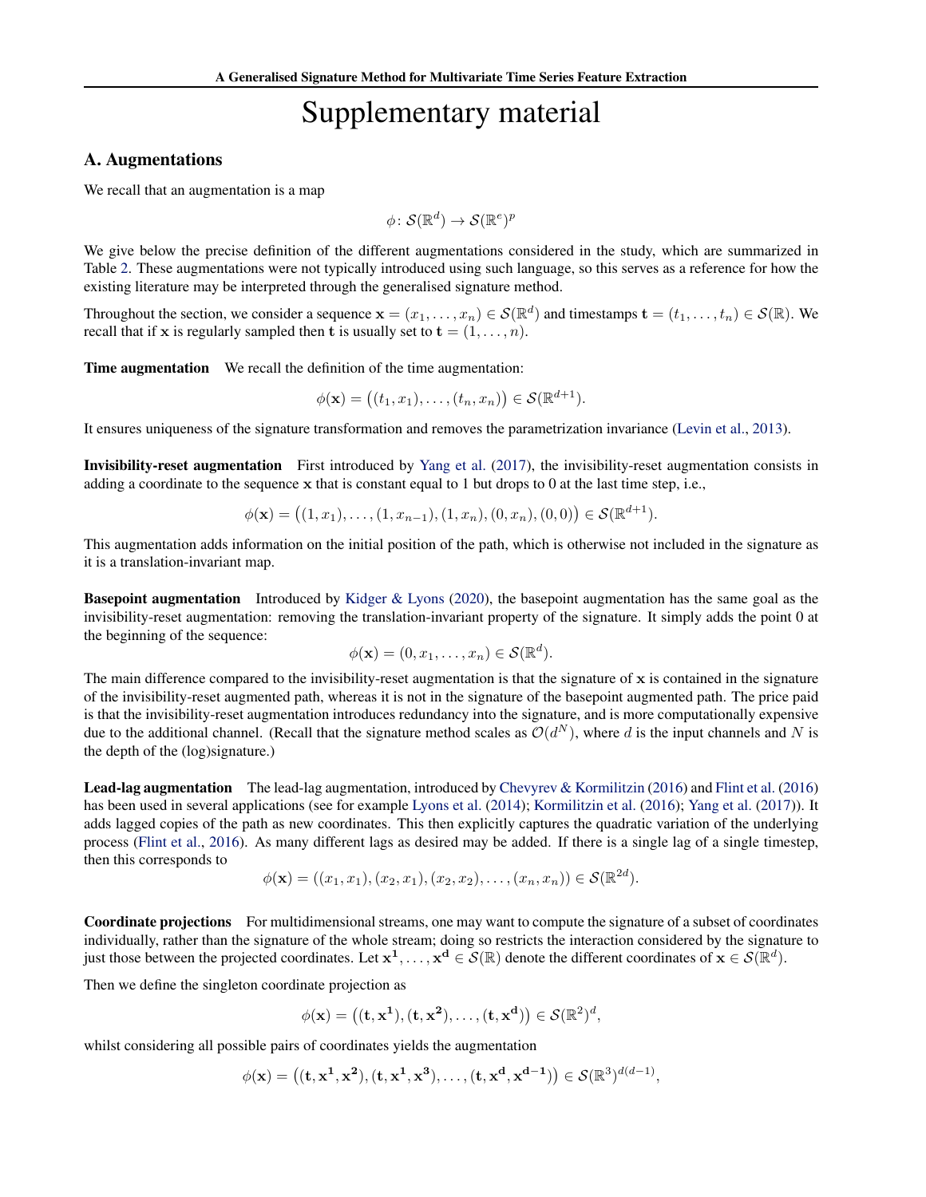# Supplementary material

## A. Augmentations

We recall that an augmentation is a map

$$\phi \colon \mathcal{S}(\mathbb{R}^d) \to \mathcal{S}(\mathbb{R}^e)^p$$

We give below the precise definition of the different augmentations considered in the study, which are summarized in Table 2. These augmentations were not typically introduced using such language, so this serves as a reference for how the existing literature may be interpreted through the generalised signature method.

Throughout the section, we consider a sequence $\mathbf{x} = (x_1, \ldots, x_n) \in \mathcal{S}(\mathbb{R}^d)$ and timestamps $\mathbf{t} = (t_1, \ldots, t_n) \in \mathcal{S}(\mathbb{R})$. We recall that if $\mathbf{x}$ is regularly sampled then $\mathbf{t}$ is usually set to $\mathbf{t} = (1, \ldots, n)$.

**Time augmentation** We recall the definition of the time augmentation:

$$\phi(\mathbf{x}) = \big((t_1, x_1), \ldots, (t_n, x_n)\big) \in \mathcal{S}(\mathbb{R}^{d+1}).$$

It ensures uniqueness of the signature transformation and removes the parametrization invariance (Levin et al., 2013).

**Invisibility-reset augmentation** First introduced by Yang et al. (2017), the invisibility-reset augmentation consists in adding a coordinate to the sequence $\mathbf{x}$ that is constant equal to 1 but drops to 0 at the last time step, i.e.,

$$\phi(\mathbf{x}) = \big((1, x_1), \ldots, (1, x_{n-1}), (1, x_n), (0, x_n), (0, 0)\big) \in \mathcal{S}(\mathbb{R}^{d+1}).$$

This augmentation adds information on the initial position of the path, which is otherwise not included in the signature as it is a translation-invariant map.

**Basepoint augmentation** Introduced by Kidger & Lyons (2020), the basepoint augmentation has the same goal as the invisibility-reset augmentation: removing the translation-invariant property of the signature. It simply adds the point 0 at the beginning of the sequence:

$$\phi(\mathbf{x}) = (0, x_1, \ldots, x_n) \in \mathcal{S}(\mathbb{R}^d).$$

The main difference compared to the invisibility-reset augmentation is that the signature of $\mathbf{x}$ is contained in the signature of the invisibility-reset augmented path, whereas it is not in the signature of the basepoint augmented path. The price paid is that the invisibility-reset augmentation introduces redundancy into the signature, and is more computationally expensive due to the additional channel. (Recall that the signature method scales as $\mathcal{O}(d^N)$, where $d$ is the input channels and $N$ is the depth of the (log)signature.)

**Lead-lag augmentation** The lead-lag augmentation, introduced by Chevyrev & Kormilitzin (2016) and Flint et al. (2016) has been used in several applications (see for example Lyons et al. (2014); Kormilitzin et al. (2016); Yang et al. (2017)). It adds lagged copies of the path as new coordinates. This then explicitly captures the quadratic variation of the underlying process (Flint et al., 2016). As many different lags as desired may be added. If there is a single lag of a single timestep, then this corresponds to

$$\phi(\mathbf{x}) = ((x_1, x_1), (x_2, x_1), (x_2, x_2), \ldots, (x_n, x_n)) \in \mathcal{S}(\mathbb{R}^{2d}).$$

**Coordinate projections** For multidimensional streams, one may want to compute the signature of a subset of coordinates individually, rather than the signature of the whole stream; doing so restricts the interaction considered by the signature to just those between the projected coordinates. Let $\mathbf{x^1}, \ldots, \mathbf{x^d} \in \mathcal{S}(\mathbb{R})$ denote the different coordinates of $\mathbf{x} \in \mathcal{S}(\mathbb{R}^d)$.

Then we define the singleton coordinate projection as

$$\phi(\mathbf{x}) = \big((\mathbf{t}, \mathbf{x^1}), (\mathbf{t}, \mathbf{x^2}), \ldots, (\mathbf{t}, \mathbf{x^d})\big) \in \mathcal{S}(\mathbb{R}^2)^d,$$

whilst considering all possible pairs of coordinates yields the augmentation

$$\phi(\mathbf{x}) = \big((\mathbf{t}, \mathbf{x^1}, \mathbf{x^2}), (\mathbf{t}, \mathbf{x^1}, \mathbf{x^3}), \ldots, (\mathbf{t}, \mathbf{x^d}, \mathbf{x^{d-1}})\big) \in \mathcal{S}(\mathbb{R}^3)^{d(d-1)},$$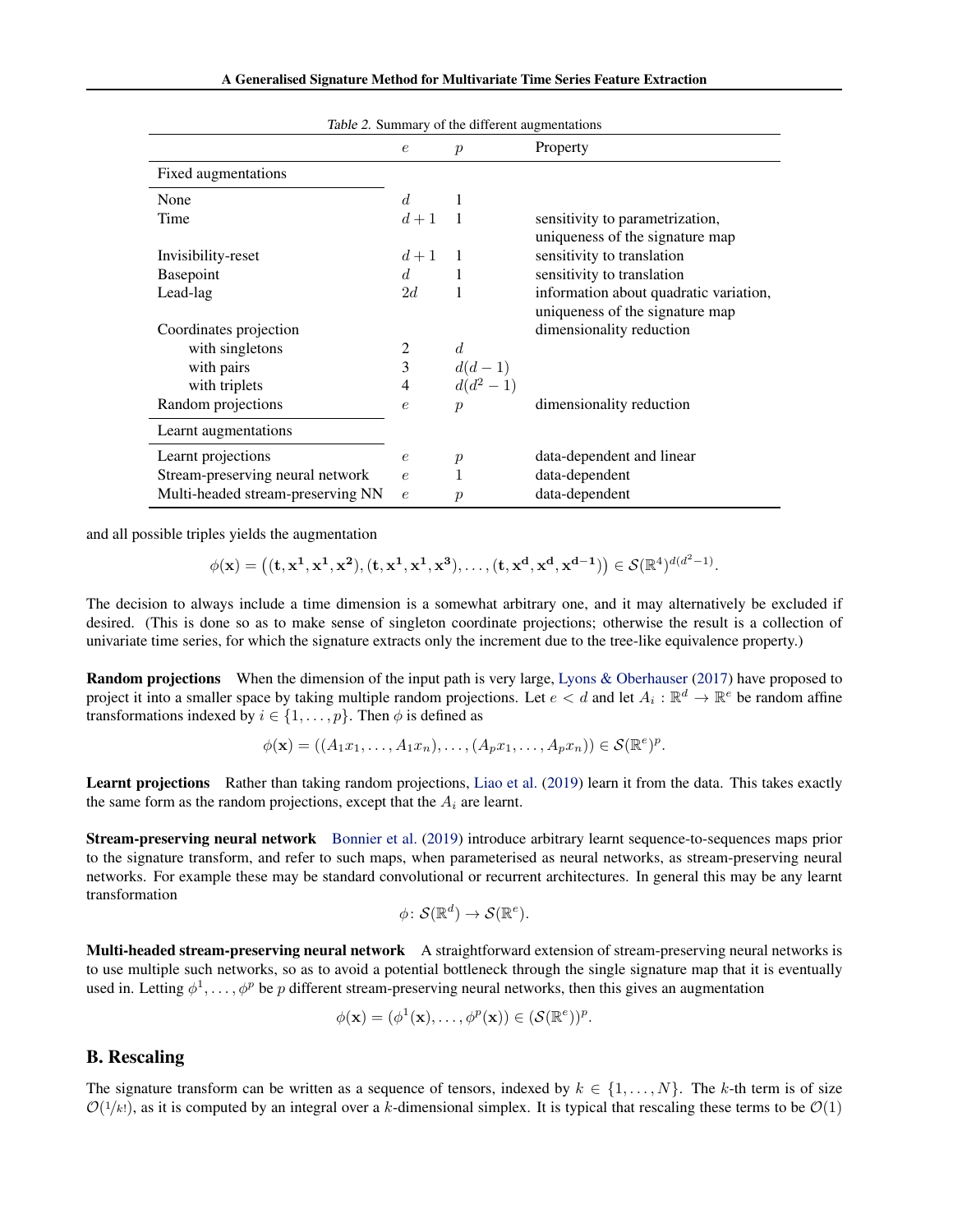Table 2. Summary of the different augmentations

| | $e$ | $p$ | Property |
|---|---|---|---|
| **Fixed augmentations** | | | |
| None | $d$ | 1 | |
| Time | $d+1$ | 1 | sensitivity to parametrization, uniqueness of the signature map |
| Invisibility-reset | $d+1$ | 1 | sensitivity to translation |
| Basepoint | $d$ | 1 | sensitivity to translation |
| Lead-lag | $2d$ | 1 | information about quadratic variation, uniqueness of the signature map |
| Coordinates projection | | | dimensionality reduction |
| with singletons | 2 | $d$ | |
| with pairs | 3 | $d(d-1)$ | |
| with triplets | 4 | $d(d^2-1)$ | |
| Random projections | $e$ | $p$ | dimensionality reduction |
| **Learnt augmentations** | | | |
| Learnt projections | $e$ | $p$ | data-dependent and linear |
| Stream-preserving neural network | $e$ | 1 | data-dependent |
| Multi-headed stream-preserving NN | $e$ | $p$ | data-dependent |

and all possible triples yields the augmentation

$$\phi(\mathbf{x}) = \left((\mathbf{t}, \mathbf{x^1}, \mathbf{x^1}, \mathbf{x^2}), (\mathbf{t}, \mathbf{x^1}, \mathbf{x^1}, \mathbf{x^3}), \ldots, (\mathbf{t}, \mathbf{x^d}, \mathbf{x^d}, \mathbf{x^{d-1}})\right) \in \mathcal{S}(\mathbb{R}^4)^{d(d^2-1)}.$$

The decision to always include a time dimension is a somewhat arbitrary one, and it may alternatively be excluded if desired. (This is done so as to make sense of singleton coordinate projections; otherwise the result is a collection of univariate time series, for which the signature extracts only the increment due to the tree-like equivalence property.)

**Random projections** When the dimension of the input path is very large, Lyons & Oberhauser (2017) have proposed to project it into a smaller space by taking multiple random projections. Let $e < d$ and let $A_i : \mathbb{R}^d \to \mathbb{R}^e$ be random affine transformations indexed by $i \in \{1, \ldots, p\}$. Then $\phi$ is defined as

$$\phi(\mathbf{x}) = ((A_1 x_1, \ldots, A_1 x_n), \ldots, (A_p x_1, \ldots, A_p x_n)) \in \mathcal{S}(\mathbb{R}^e)^p.$$

**Learnt projections** Rather than taking random projections, Liao et al. (2019) learn it from the data. This takes exactly the same form as the random projections, except that the $A_i$ are learnt.

**Stream-preserving neural network** Bonnier et al. (2019) introduce arbitrary learnt sequence-to-sequences maps prior to the signature transform, and refer to such maps, when parameterised as neural networks, as stream-preserving neural networks. For example these may be standard convolutional or recurrent architectures. In general this may be any learnt transformation

$$\phi \colon \mathcal{S}(\mathbb{R}^d) \to \mathcal{S}(\mathbb{R}^e).$$

**Multi-headed stream-preserving neural network** A straightforward extension of stream-preserving neural networks is to use multiple such networks, so as to avoid a potential bottleneck through the single signature map that it is eventually used in. Letting $\phi^1, \ldots, \phi^p$ be $p$ different stream-preserving neural networks, then this gives an augmentation

$$\phi(\mathbf{x}) = (\phi^1(\mathbf{x}), \ldots, \phi^p(\mathbf{x})) \in (\mathcal{S}(\mathbb{R}^e))^p.$$

## B. Rescaling

The signature transform can be written as a sequence of tensors, indexed by $k \in \{1, \ldots, N\}$. The $k$-th term is of size $\mathcal{O}(1/k!)$, as it is computed by an integral over a $k$-dimensional simplex. It is typical that rescaling these terms to be $\mathcal{O}(1)$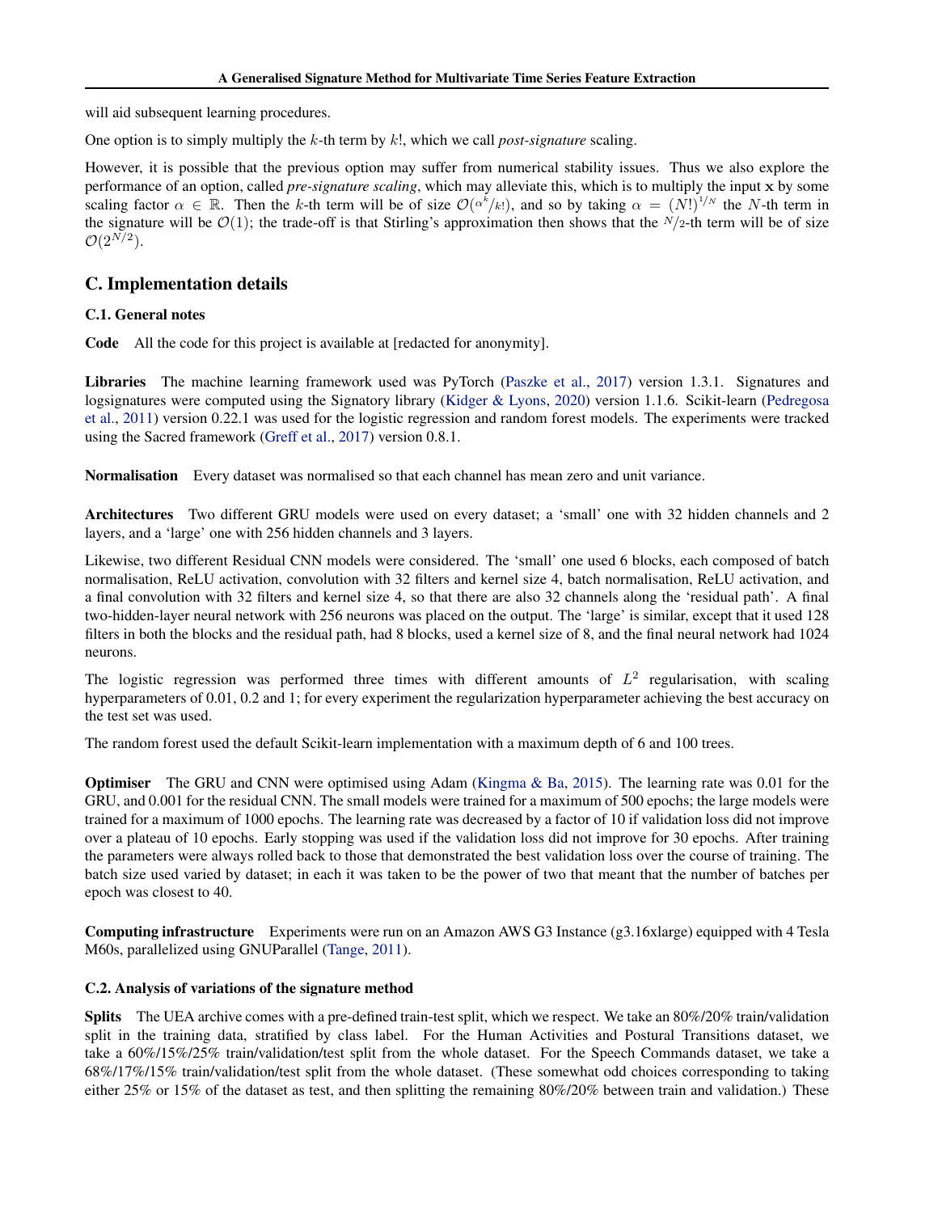will aid subsequent learning procedures.

One option is to simply multiply the $k$-th term by $k!$, which we call *post-signature* scaling.

However, it is possible that the previous option may suffer from numerical stability issues. Thus we also explore the performance of an option, called *pre-signature scaling*, which may alleviate this, which is to multiply the input $\mathbf{x}$ by some scaling factor $\alpha \in \mathbb{R}$. Then the $k$-th term will be of size $\mathcal{O}(\alpha^k/k!)$, and so by taking $\alpha = (N!)^{1/N}$ the $N$-th term in the signature will be $\mathcal{O}(1)$; the trade-off is that Stirling's approximation then shows that the $N/2$-th term will be of size $\mathcal{O}(2^{N/2})$.

## C. Implementation details

### C.1. General notes

**Code** All the code for this project is available at [redacted for anonymity].

**Libraries** The machine learning framework used was PyTorch (Paszke et al., 2017) version 1.3.1. Signatures and logsignatures were computed using the Signatory library (Kidger & Lyons, 2020) version 1.1.6. Scikit-learn (Pedregosa et al., 2011) version 0.22.1 was used for the logistic regression and random forest models. The experiments were tracked using the Sacred framework (Greff et al., 2017) version 0.8.1.

**Normalisation** Every dataset was normalised so that each channel has mean zero and unit variance.

**Architectures** Two different GRU models were used on every dataset; a 'small' one with 32 hidden channels and 2 layers, and a 'large' one with 256 hidden channels and 3 layers.

Likewise, two different Residual CNN models were considered. The 'small' one used 6 blocks, each composed of batch normalisation, ReLU activation, convolution with 32 filters and kernel size 4, batch normalisation, ReLU activation, and a final convolution with 32 filters and kernel size 4, so that there are also 32 channels along the 'residual path'. A final two-hidden-layer neural network with 256 neurons was placed on the output. The 'large' is similar, except that it used 128 filters in both the blocks and the residual path, had 8 blocks, used a kernel size of 8, and the final neural network had 1024 neurons.

The logistic regression was performed three times with different amounts of $L^2$ regularisation, with scaling hyperparameters of 0.01, 0.2 and 1; for every experiment the regularization hyperparameter achieving the best accuracy on the test set was used.

The random forest used the default Scikit-learn implementation with a maximum depth of 6 and 100 trees.

**Optimiser** The GRU and CNN were optimised using Adam (Kingma & Ba, 2015). The learning rate was 0.01 for the GRU, and 0.001 for the residual CNN. The small models were trained for a maximum of 500 epochs; the large models were trained for a maximum of 1000 epochs. The learning rate was decreased by a factor of 10 if validation loss did not improve over a plateau of 10 epochs. Early stopping was used if the validation loss did not improve for 30 epochs. After training the parameters were always rolled back to those that demonstrated the best validation loss over the course of training. The batch size used varied by dataset; in each it was taken to be the power of two that meant that the number of batches per epoch was closest to 40.

**Computing infrastructure** Experiments were run on an Amazon AWS G3 Instance (g3.16xlarge) equipped with 4 Tesla M60s, parallelized using GNUParallel (Tange, 2011).

### C.2. Analysis of variations of the signature method

**Splits** The UEA archive comes with a pre-defined train-test split, which we respect. We take an 80%/20% train/validation split in the training data, stratified by class label. For the Human Activities and Postural Transitions dataset, we take a 60%/15%/25% train/validation/test split from the whole dataset. For the Speech Commands dataset, we take a 68%/17%/15% train/validation/test split from the whole dataset. (These somewhat odd choices corresponding to taking either 25% or 15% of the dataset as test, and then splitting the remaining 80%/20% between train and validation.) These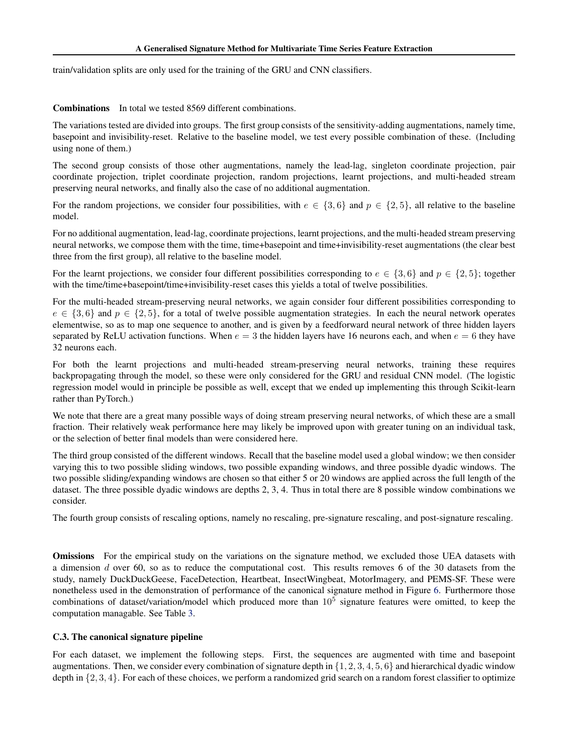train/validation splits are only used for the training of the GRU and CNN classifiers.

**Combinations** In total we tested 8569 different combinations.

The variations tested are divided into groups. The first group consists of the sensitivity-adding augmentations, namely time, basepoint and invisibility-reset. Relative to the baseline model, we test every possible combination of these. (Including using none of them.)

The second group consists of those other augmentations, namely the lead-lag, singleton coordinate projection, pair coordinate projection, triplet coordinate projection, random projections, learnt projections, and multi-headed stream preserving neural networks, and finally also the case of no additional augmentation.

For the random projections, we consider four possibilities, with $e \in \{3, 6\}$ and $p \in \{2, 5\}$, all relative to the baseline model.

For no additional augmentation, lead-lag, coordinate projections, learnt projections, and the multi-headed stream preserving neural networks, we compose them with the time, time+basepoint and time+invisibility-reset augmentations (the clear best three from the first group), all relative to the baseline model.

For the learnt projections, we consider four different possibilities corresponding to $e \in \{3, 6\}$ and $p \in \{2, 5\}$; together with the time/time+basepoint/time+invisibility-reset cases this yields a total of twelve possibilities.

For the multi-headed stream-preserving neural networks, we again consider four different possibilities corresponding to $e \in \{3, 6\}$ and $p \in \{2, 5\}$, for a total of twelve possible augmentation strategies. In each the neural network operates elementwise, so as to map one sequence to another, and is given by a feedforward neural network of three hidden layers separated by ReLU activation functions. When $e = 3$ the hidden layers have 16 neurons each, and when $e = 6$ they have 32 neurons each.

For both the learnt projections and multi-headed stream-preserving neural networks, training these requires backpropagating through the model, so these were only considered for the GRU and residual CNN model. (The logistic regression model would in principle be possible as well, except that we ended up implementing this through Scikit-learn rather than PyTorch.)

We note that there are a great many possible ways of doing stream preserving neural networks, of which these are a small fraction. Their relatively weak performance here may likely be improved upon with greater tuning on an individual task, or the selection of better final models than were considered here.

The third group consisted of the different windows. Recall that the baseline model used a global window; we then consider varying this to two possible sliding windows, two possible expanding windows, and three possible dyadic windows. The two possible sliding/expanding windows are chosen so that either 5 or 20 windows are applied across the full length of the dataset. The three possible dyadic windows are depths 2, 3, 4. Thus in total there are 8 possible window combinations we consider.

The fourth group consists of rescaling options, namely no rescaling, pre-signature rescaling, and post-signature rescaling.

**Omissions** For the empirical study on the variations on the signature method, we excluded those UEA datasets with a dimension $d$ over 60, so as to reduce the computational cost. This results removes 6 of the 30 datasets from the study, namely DuckDuckGeese, FaceDetection, Heartbeat, InsectWingbeat, MotorImagery, and PEMS-SF. These were nonetheless used in the demonstration of performance of the canonical signature method in Figure 6. Furthermore those combinations of dataset/variation/model which produced more than $10^5$ signature features were omitted, to keep the computation managable. See Table 3.

### C.3. The canonical signature pipeline

For each dataset, we implement the following steps. First, the sequences are augmented with time and basepoint augmentations. Then, we consider every combination of signature depth in $\{1, 2, 3, 4, 5, 6\}$ and hierarchical dyadic window depth in $\{2, 3, 4\}$. For each of these choices, we perform a randomized grid search on a random forest classifier to optimize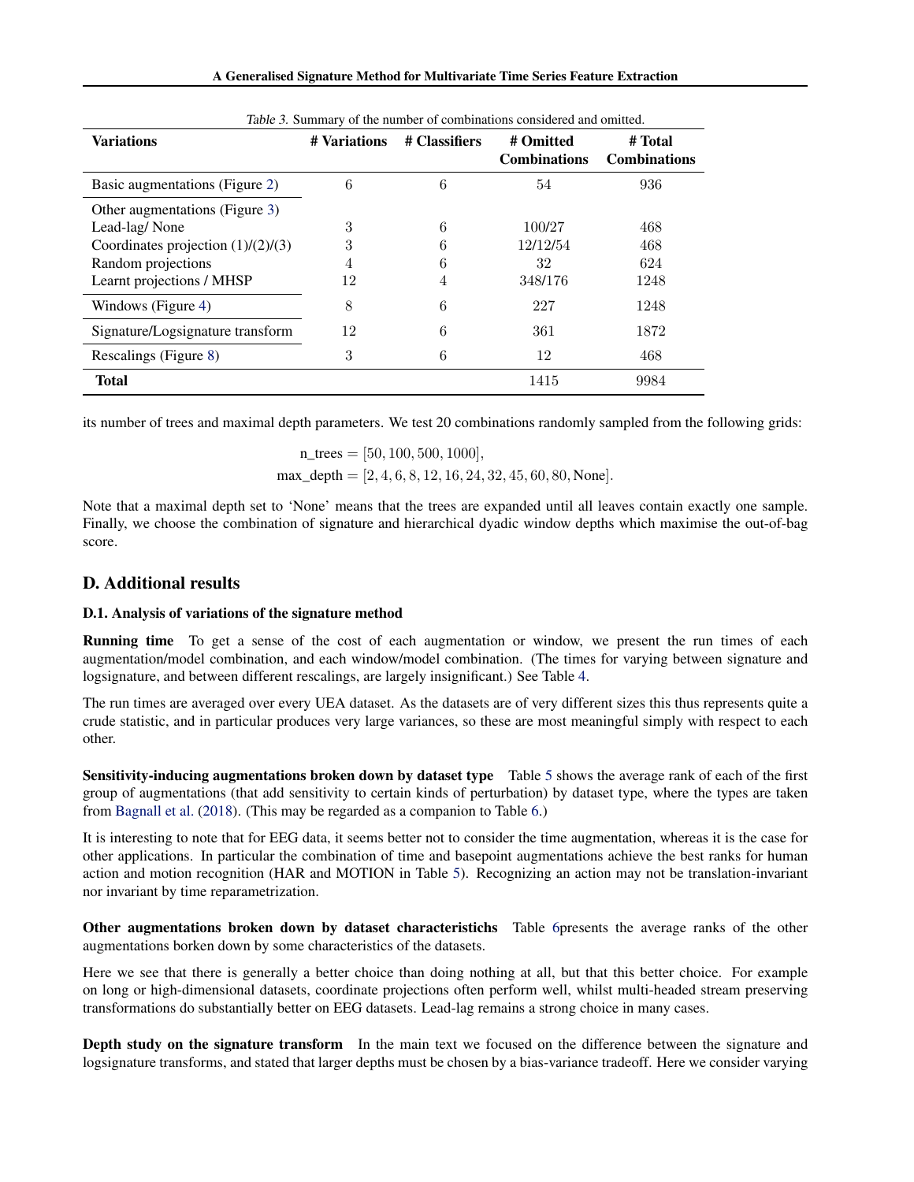*Table 3.* Summary of the number of combinations considered and omitted.

| **Variations** | **# Variations** | **# Classifiers** | **# Omitted Combinations** | **# Total Combinations** |
|---|---|---|---|---|
| Basic augmentations (Figure 2) | 6 | 6 | 54 | 936 |
| Other augmentations (Figure 3) | | | | |
| Lead-lag/ None | 3 | 6 | 100/27 | 468 |
| Coordinates projection (1)/(2)/(3) | 3 | 6 | 12/12/54 | 468 |
| Random projections | 4 | 6 | 32 | 624 |
| Learnt projections / MHSP | 12 | 4 | 348/176 | 1248 |
| Windows (Figure 4) | 8 | 6 | 227 | 1248 |
| Signature/Logsignature transform | 12 | 6 | 361 | 1872 |
| Rescalings (Figure 8) | 3 | 6 | 12 | 468 |
| **Total** | | | 1415 | 9984 |

its number of trees and maximal depth parameters. We test 20 combinations randomly sampled from the following grids:

$$\text{n\_trees} = [50, 100, 500, 1000],$$
$$\text{max\_depth} = [2, 4, 6, 8, 12, 16, 24, 32, 45, 60, 80, \text{None}].$$

Note that a maximal depth set to 'None' means that the trees are expanded until all leaves contain exactly one sample. Finally, we choose the combination of signature and hierarchical dyadic window depths which maximise the out-of-bag score.

## D. Additional results

### D.1. Analysis of variations of the signature method

**Running time** To get a sense of the cost of each augmentation or window, we present the run times of each augmentation/model combination, and each window/model combination. (The times for varying between signature and logsignature, and between different rescalings, are largely insignificant.) See Table 4.

The run times are averaged over every UEA dataset. As the datasets are of very different sizes this thus represents quite a crude statistic, and in particular produces very large variances, so these are most meaningful simply with respect to each other.

**Sensitivity-inducing augmentations broken down by dataset type** Table 5 shows the average rank of each of the first group of augmentations (that add sensitivity to certain kinds of perturbation) by dataset type, where the types are taken from Bagnall et al. (2018). (This may be regarded as a companion to Table 6.)

It is interesting to note that for EEG data, it seems better not to consider the time augmentation, whereas it is the case for other applications. In particular the combination of time and basepoint augmentations achieve the best ranks for human action and motion recognition (HAR and MOTION in Table 5). Recognizing an action may not be translation-invariant nor invariant by time reparametrization.

**Other augmentations broken down by dataset characteristichs** Table 6presents the average ranks of the other augmentations borken down by some characteristics of the datasets.

Here we see that there is generally a better choice than doing nothing at all, but that this better choice. For example on long or high-dimensional datasets, coordinate projections often perform well, whilst multi-headed stream preserving transformations do substantially better on EEG datasets. Lead-lag remains a strong choice in many cases.

**Depth study on the signature transform** In the main text we focused on the difference between the signature and logsignature transforms, and stated that larger depths must be chosen by a bias-variance tradeoff. Here we consider varying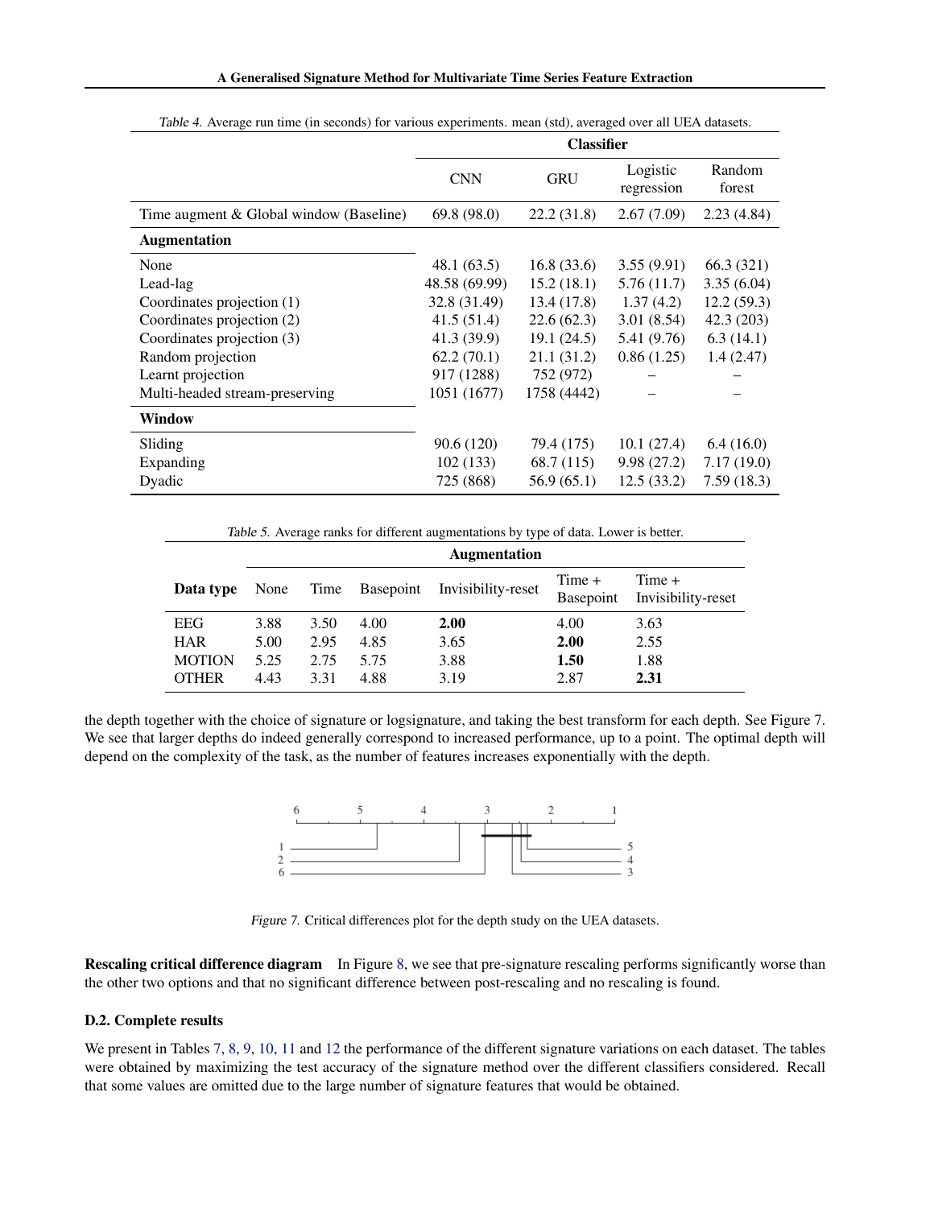Table 4. Average run time (in seconds) for various experiments. mean (std), averaged over all UEA datasets.

| | Classifier | | | |
|---|---|---|---|---|
| | CNN | GRU | Logistic regression | Random forest |
| Time augment & Global window (Baseline) | 69.8 (98.0) | 22.2 (31.8) | 2.67 (7.09) | 2.23 (4.84) |
| **Augmentation** | | | | |
| None | 48.1 (63.5) | 16.8 (33.6) | 3.55 (9.91) | 66.3 (321) |
| Lead-lag | 48.58 (69.99) | 15.2 (18.1) | 5.76 (11.7) | 3.35 (6.04) |
| Coordinates projection (1) | 32.8 (31.49) | 13.4 (17.8) | 1.37 (4.2) | 12.2 (59.3) |
| Coordinates projection (2) | 41.5 (51.4) | 22.6 (62.3) | 3.01 (8.54) | 42.3 (203) |
| Coordinates projection (3) | 41.3 (39.9) | 19.1 (24.5) | 5.41 (9.76) | 6.3 (14.1) |
| Random projection | 62.2 (70.1) | 21.1 (31.2) | 0.86 (1.25) | 1.4 (2.47) |
| Learnt projection | 917 (1288) | 752 (972) | – | – |
| Multi-headed stream-preserving | 1051 (1677) | 1758 (4442) | – | – |
| **Window** | | | | |
| Sliding | 90.6 (120) | 79.4 (175) | 10.1 (27.4) | 6.4 (16.0) |
| Expanding | 102 (133) | 68.7 (115) | 9.98 (27.2) | 7.17 (19.0) |
| Dyadic | 725 (868) | 56.9 (65.1) | 12.5 (33.2) | 7.59 (18.3) |

Table 5. Average ranks for different augmentations by type of data. Lower is better.

| | Augmentation | | | | | |
|---|---|---|---|---|---|---|
| **Data type** | None | Time | Basepoint | Invisibility-reset | Time + Basepoint | Time + Invisibility-reset |
| EEG | 3.88 | 3.50 | 4.00 | **2.00** | 4.00 | 3.63 |
| HAR | 5.00 | 2.95 | 4.85 | 3.65 | **2.00** | 2.55 |
| MOTION | 5.25 | 2.75 | 5.75 | 3.88 | **1.50** | 1.88 |
| OTHER | 4.43 | 3.31 | 4.88 | 3.19 | 2.87 | **2.31** |

the depth together with the choice of signature or logsignature, and taking the best transform for each depth. See Figure 7. We see that larger depths do indeed generally correspond to increased performance, up to a point. The optimal depth will depend on the complexity of the task, as the number of features increases exponentially with the depth.

Figure 7. Critical differences plot for the depth study on the UEA datasets.

**Rescaling critical difference diagram** In Figure 8, we see that pre-signature rescaling performs significantly worse than the other two options and that no significant difference between post-rescaling and no rescaling is found.

### D.2. Complete results

We present in Tables 7, 8, 9, 10, 11 and 12 the performance of the different signature variations on each dataset. The tables were obtained by maximizing the test accuracy of the signature method over the different classifiers considered. Recall that some values are omitted due to the large number of signature features that would be obtained.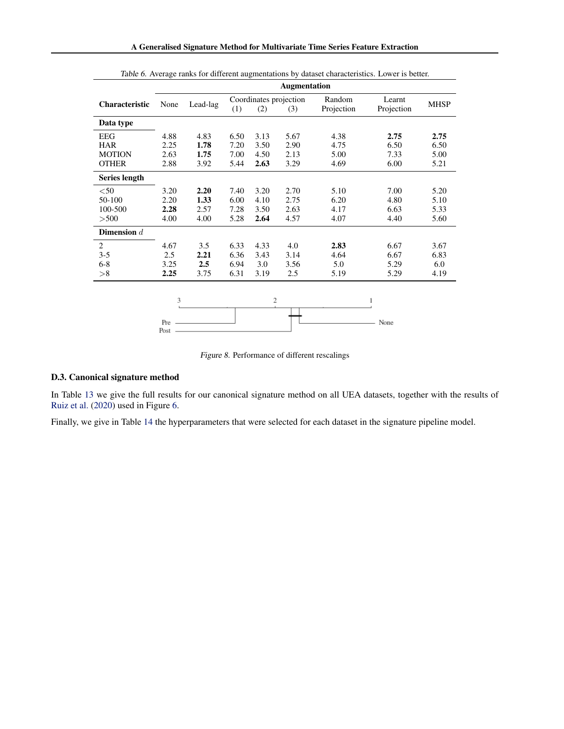Table 6. Average ranks for different augmentations by dataset characteristics. Lower is better.

| Characteristic | None | Lead-lag | Coordinates projection (1) | Coordinates projection (2) | Coordinates projection (3) | Random Projection | Learnt Projection | MHSP |
|---|---|---|---|---|---|---|---|---|
| **Data type** | | | | | | | | |
| EEG | 4.88 | 4.83 | 6.50 | 3.13 | 5.67 | 4.38 | **2.75** | **2.75** |
| HAR | 2.25 | **1.78** | 7.20 | 3.50 | 2.90 | 4.75 | 6.50 | 6.50 |
| MOTION | 2.63 | **1.75** | 7.00 | 4.50 | 2.13 | 5.00 | 7.33 | 5.00 |
| OTHER | 2.88 | 3.92 | 5.44 | **2.63** | 3.29 | 4.69 | 6.00 | 5.21 |
| **Series length** | | | | | | | | |
| <50 | 3.20 | **2.20** | 7.40 | 3.20 | 2.70 | 5.10 | 7.00 | 5.20 |
| 50-100 | 2.20 | **1.33** | 6.00 | 4.10 | 2.75 | 6.20 | 4.80 | 5.10 |
| 100-500 | **2.28** | 2.57 | 7.28 | 3.50 | 2.63 | 4.17 | 6.63 | 5.33 |
| >500 | 4.00 | 4.00 | 5.28 | **2.64** | 4.57 | 4.07 | 4.40 | 5.60 |
| **Dimension $d$** | | | | | | | | |
| 2 | 4.67 | 3.5 | 6.33 | 4.33 | 4.0 | **2.83** | 6.67 | 3.67 |
| 3-5 | 2.5 | **2.21** | 6.36 | 3.43 | 3.14 | 4.64 | 6.67 | 6.83 |
| 6-8 | 3.25 | **2.5** | 6.94 | 3.0 | 3.56 | 5.0 | 5.29 | 6.0 |
| >8 | **2.25** | 3.75 | 6.31 | 3.19 | 2.5 | 5.19 | 5.29 | 4.19 |

Figure 8. Performance of different rescalings

### D.3. Canonical signature method

In Table 13 we give the full results for our canonical signature method on all UEA datasets, together with the results of Ruiz et al. (2020) used in Figure 6.

Finally, we give in Table 14 the hyperparameters that were selected for each dataset in the signature pipeline model.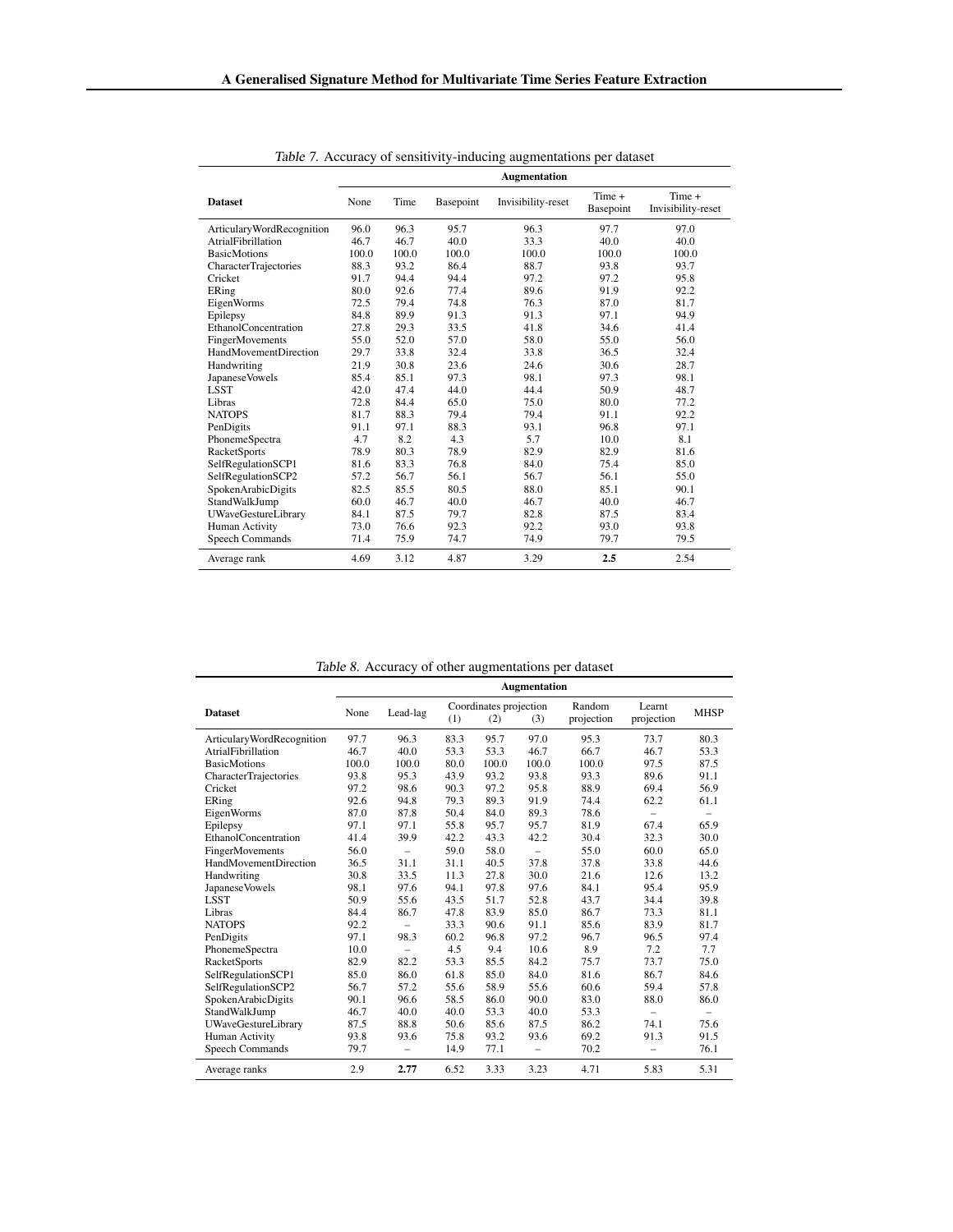*Table 7.* Accuracy of sensitivity-inducing augmentations per dataset

| Dataset | Augmentation | | | | | |
|---|---|---|---|---|---|---|
| | None | Time | Basepoint | Invisibility-reset | Time + Basepoint | Time + Invisibility-reset |
| ArticularyWordRecognition | 96.0 | 96.3 | 95.7 | 96.3 | 97.7 | 97.0 |
| AtrialFibrillation | 46.7 | 46.7 | 40.0 | 33.3 | 40.0 | 40.0 |
| BasicMotions | 100.0 | 100.0 | 100.0 | 100.0 | 100.0 | 100.0 |
| CharacterTrajectories | 88.3 | 93.2 | 86.4 | 88.7 | 93.8 | 93.7 |
| Cricket | 91.7 | 94.4 | 94.4 | 97.2 | 97.2 | 95.8 |
| ERing | 80.0 | 92.6 | 77.4 | 89.6 | 91.9 | 92.2 |
| EigenWorms | 72.5 | 79.4 | 74.8 | 76.3 | 87.0 | 81.7 |
| Epilepsy | 84.8 | 89.9 | 91.3 | 91.3 | 97.1 | 94.9 |
| EthanolConcentration | 27.8 | 29.3 | 33.5 | 41.8 | 34.6 | 41.4 |
| FingerMovements | 55.0 | 52.0 | 57.0 | 58.0 | 55.0 | 56.0 |
| HandMovementDirection | 29.7 | 33.8 | 32.4 | 33.8 | 36.5 | 32.4 |
| Handwriting | 21.9 | 30.8 | 23.6 | 24.6 | 30.6 | 28.7 |
| JapaneseVowels | 85.4 | 85.1 | 97.3 | 98.1 | 97.3 | 98.1 |
| LSST | 42.0 | 47.4 | 44.0 | 44.4 | 50.9 | 48.7 |
| Libras | 72.8 | 84.4 | 65.0 | 75.0 | 80.0 | 77.2 |
| NATOPS | 81.7 | 88.3 | 79.4 | 79.4 | 91.1 | 92.2 |
| PenDigits | 91.1 | 97.1 | 88.3 | 93.1 | 96.8 | 97.1 |
| PhonemeSpectra | 4.7 | 8.2 | 4.3 | 5.7 | 10.0 | 8.1 |
| RacketSports | 78.9 | 80.3 | 78.9 | 82.9 | 82.9 | 81.6 |
| SelfRegulationSCP1 | 81.6 | 83.3 | 76.8 | 84.0 | 75.4 | 85.0 |
| SelfRegulationSCP2 | 57.2 | 56.7 | 56.1 | 56.7 | 56.1 | 55.0 |
| SpokenArabicDigits | 82.5 | 85.5 | 80.5 | 88.0 | 85.1 | 90.1 |
| StandWalkJump | 60.0 | 46.7 | 40.0 | 46.7 | 40.0 | 46.7 |
| UWaveGestureLibrary | 84.1 | 87.5 | 79.7 | 82.8 | 87.5 | 83.4 |
| Human Activity | 73.0 | 76.6 | 92.3 | 92.2 | 93.0 | 93.8 |
| Speech Commands | 71.4 | 75.9 | 74.7 | 74.9 | 79.7 | 79.5 |
| Average rank | 4.69 | 3.12 | 4.87 | 3.29 | **2.5** | 2.54 |

*Table 8.* Accuracy of other augmentations per dataset

| Dataset | Augmentation | | | | | | | |
|---|---|---|---|---|---|---|---|---|
| | None | Lead-lag | Coordinates projection (1) | Coordinates projection (2) | Coordinates projection (3) | Random projection | Learnt projection | MHSP |
| ArticularyWordRecognition | 97.7 | 96.3 | 83.3 | 95.7 | 97.0 | 95.3 | 73.7 | 80.3 |
| AtrialFibrillation | 46.7 | 40.0 | 53.3 | 53.3 | 46.7 | 66.7 | 46.7 | 53.3 |
| BasicMotions | 100.0 | 100.0 | 80.0 | 100.0 | 100.0 | 100.0 | 97.5 | 87.5 |
| CharacterTrajectories | 93.8 | 95.3 | 43.9 | 93.2 | 93.8 | 93.3 | 89.6 | 91.1 |
| Cricket | 97.2 | 98.6 | 90.3 | 97.2 | 95.8 | 88.9 | 69.4 | 56.9 |
| ERing | 92.6 | 94.8 | 79.3 | 89.3 | 91.9 | 74.4 | 62.2 | 61.1 |
| EigenWorms | 87.0 | 87.8 | 50.4 | 84.0 | 89.3 | 78.6 | – | – |
| Epilepsy | 97.1 | 97.1 | 55.8 | 95.7 | 95.7 | 81.9 | 67.4 | 65.9 |
| EthanolConcentration | 41.4 | 39.9 | 42.2 | 43.3 | 42.2 | 30.4 | 32.3 | 30.0 |
| FingerMovements | 56.0 | – | 59.0 | 58.0 | – | 55.0 | 60.0 | 65.0 |
| HandMovementDirection | 36.5 | 31.1 | 31.1 | 40.5 | 37.8 | 37.8 | 33.8 | 44.6 |
| Handwriting | 30.8 | 33.5 | 11.3 | 27.8 | 30.0 | 21.6 | 12.6 | 13.2 |
| JapaneseVowels | 98.1 | 97.6 | 94.1 | 97.8 | 97.6 | 84.1 | 95.4 | 95.9 |
| LSST | 50.9 | 55.6 | 43.5 | 51.7 | 52.8 | 43.7 | 34.4 | 39.8 |
| Libras | 84.4 | 86.7 | 47.8 | 83.9 | 85.0 | 86.7 | 73.3 | 81.1 |
| NATOPS | 92.2 | – | 33.3 | 90.6 | 91.1 | 85.6 | 83.9 | 81.7 |
| PenDigits | 97.1 | 98.3 | 60.2 | 96.8 | 97.2 | 96.7 | 96.5 | 97.4 |
| PhonemeSpectra | 10.0 | – | 4.5 | 9.4 | 10.6 | 8.9 | 7.2 | 7.7 |
| RacketSports | 82.9 | 82.2 | 53.3 | 85.5 | 84.2 | 75.7 | 73.7 | 75.0 |
| SelfRegulationSCP1 | 85.0 | 86.0 | 61.8 | 85.0 | 84.0 | 81.6 | 86.7 | 84.6 |
| SelfRegulationSCP2 | 56.7 | 57.2 | 55.6 | 58.9 | 55.6 | 60.6 | 59.4 | 57.8 |
| SpokenArabicDigits | 90.1 | 96.6 | 58.5 | 86.0 | 90.0 | 83.0 | 88.0 | 86.0 |
| StandWalkJump | 46.7 | 40.0 | 40.0 | 53.3 | 40.0 | 53.3 | – | – |
| UWaveGestureLibrary | 87.5 | 88.8 | 50.6 | 85.6 | 87.5 | 86.2 | 74.1 | 75.6 |
| Human Activity | 93.8 | 93.6 | 75.8 | 93.2 | 93.6 | 69.2 | 91.3 | 91.5 |
| Speech Commands | 79.7 | – | 14.9 | 77.1 | – | 70.2 | – | 76.1 |
| Average ranks | 2.9 | **2.77** | 6.52 | 3.33 | 3.23 | 4.71 | 5.83 | 5.31 |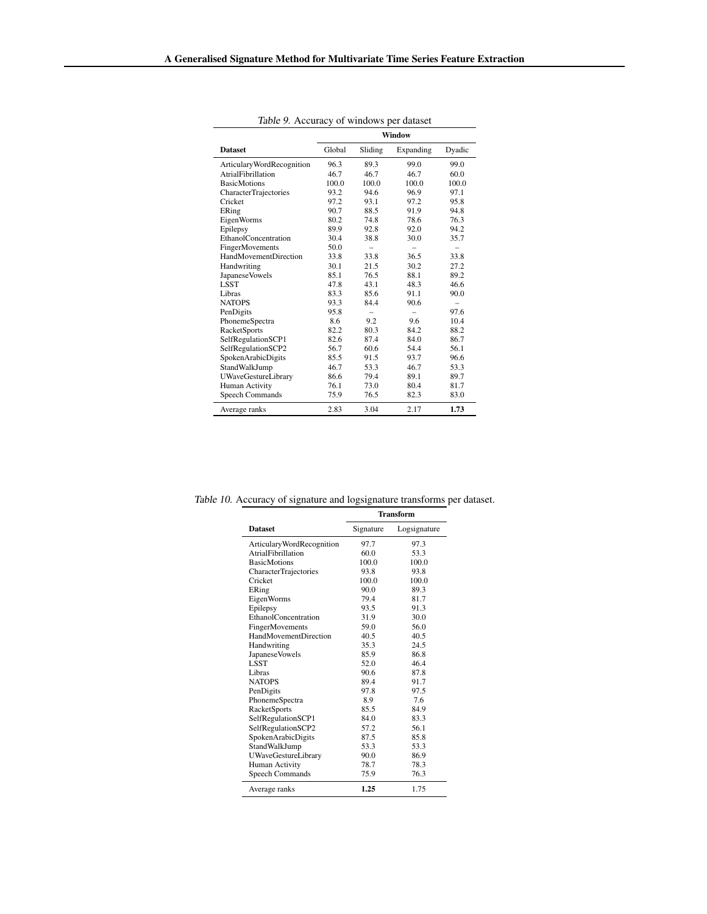Table 9. Accuracy of windows per dataset

| Dataset | Window | | | |
|---|---|---|---|---|
| | Global | Sliding | Expanding | Dyadic |
| ArticularyWordRecognition | 96.3 | 89.3 | 99.0 | 99.0 |
| AtrialFibrillation | 46.7 | 46.7 | 46.7 | 60.0 |
| BasicMotions | 100.0 | 100.0 | 100.0 | 100.0 |
| CharacterTrajectories | 93.2 | 94.6 | 96.9 | 97.1 |
| Cricket | 97.2 | 93.1 | 97.2 | 95.8 |
| ERing | 90.7 | 88.5 | 91.9 | 94.8 |
| EigenWorms | 80.2 | 74.8 | 78.6 | 76.3 |
| Epilepsy | 89.9 | 92.8 | 92.0 | 94.2 |
| EthanolConcentration | 30.4 | 38.8 | 30.0 | 35.7 |
| FingerMovements | 50.0 | – | – | – |
| HandMovementDirection | 33.8 | 33.8 | 36.5 | 33.8 |
| Handwriting | 30.1 | 21.5 | 30.2 | 27.2 |
| JapaneseVowels | 85.1 | 76.5 | 88.1 | 89.2 |
| LSST | 47.8 | 43.1 | 48.3 | 46.6 |
| Libras | 83.3 | 85.6 | 91.1 | 90.0 |
| NATOPS | 93.3 | 84.4 | 90.6 | – |
| PenDigits | 95.8 | – | – | 97.6 |
| PhonemeSpectra | 8.6 | 9.2 | 9.6 | 10.4 |
| RacketSports | 82.2 | 80.3 | 84.2 | 88.2 |
| SelfRegulationSCP1 | 82.6 | 87.4 | 84.0 | 86.7 |
| SelfRegulationSCP2 | 56.7 | 60.6 | 54.4 | 56.1 |
| SpokenArabicDigits | 85.5 | 91.5 | 93.7 | 96.6 |
| StandWalkJump | 46.7 | 53.3 | 46.7 | 53.3 |
| UWaveGestureLibrary | 86.6 | 79.4 | 89.1 | 89.7 |
| Human Activity | 76.1 | 73.0 | 80.4 | 81.7 |
| Speech Commands | 75.9 | 76.5 | 82.3 | 83.0 |
| Average ranks | 2.83 | 3.04 | 2.17 | **1.73** |

Table 10. Accuracy of signature and logsignature transforms per dataset.

| Dataset | Transform | |
|---|---|---|
| | Signature | Logsignature |
| ArticularyWordRecognition | 97.7 | 97.3 |
| AtrialFibrillation | 60.0 | 53.3 |
| BasicMotions | 100.0 | 100.0 |
| CharacterTrajectories | 93.8 | 93.8 |
| Cricket | 100.0 | 100.0 |
| ERing | 90.0 | 89.3 |
| EigenWorms | 79.4 | 81.7 |
| Epilepsy | 93.5 | 91.3 |
| EthanolConcentration | 31.9 | 30.0 |
| FingerMovements | 59.0 | 56.0 |
| HandMovementDirection | 40.5 | 40.5 |
| Handwriting | 35.3 | 24.5 |
| JapaneseVowels | 85.9 | 86.8 |
| LSST | 52.0 | 46.4 |
| Libras | 90.6 | 87.8 |
| NATOPS | 89.4 | 91.7 |
| PenDigits | 97.8 | 97.5 |
| PhonemeSpectra | 8.9 | 7.6 |
| RacketSports | 85.5 | 84.9 |
| SelfRegulationSCP1 | 84.0 | 83.3 |
| SelfRegulationSCP2 | 57.2 | 56.1 |
| SpokenArabicDigits | 87.5 | 85.8 |
| StandWalkJump | 53.3 | 53.3 |
| UWaveGestureLibrary | 90.0 | 86.9 |
| Human Activity | 78.7 | 78.3 |
| Speech Commands | 75.9 | 76.3 |
| Average ranks | **1.25** | 1.75 |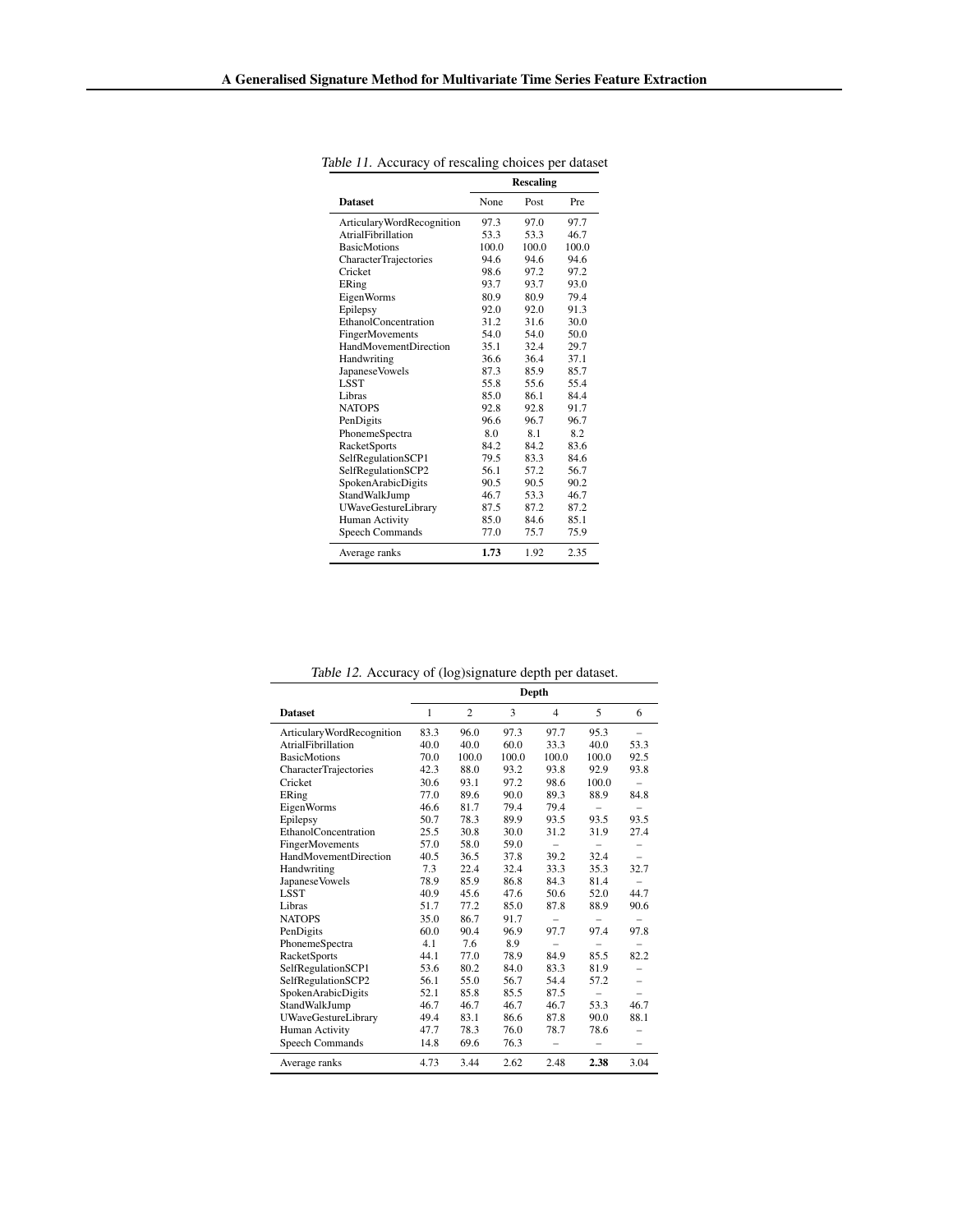*Table 11.* Accuracy of rescaling choices per dataset

| | Rescaling | | |
|---|---|---|---|
| **Dataset** | None | Post | Pre |
| ArticularyWordRecognition | 97.3 | 97.0 | 97.7 |
| AtrialFibrillation | 53.3 | 53.3 | 46.7 |
| BasicMotions | 100.0 | 100.0 | 100.0 |
| CharacterTrajectories | 94.6 | 94.6 | 94.6 |
| Cricket | 98.6 | 97.2 | 97.2 |
| ERing | 93.7 | 93.7 | 93.0 |
| EigenWorms | 80.9 | 80.9 | 79.4 |
| Epilepsy | 92.0 | 92.0 | 91.3 |
| EthanolConcentration | 31.2 | 31.6 | 30.0 |
| FingerMovements | 54.0 | 54.0 | 50.0 |
| HandMovementDirection | 35.1 | 32.4 | 29.7 |
| Handwriting | 36.6 | 36.4 | 37.1 |
| JapaneseVowels | 87.3 | 85.9 | 85.7 |
| LSST | 55.8 | 55.6 | 55.4 |
| Libras | 85.0 | 86.1 | 84.4 |
| NATOPS | 92.8 | 92.8 | 91.7 |
| PenDigits | 96.6 | 96.7 | 96.7 |
| PhonemeSpectra | 8.0 | 8.1 | 8.2 |
| RacketSports | 84.2 | 84.2 | 83.6 |
| SelfRegulationSCP1 | 79.5 | 83.3 | 84.6 |
| SelfRegulationSCP2 | 56.1 | 57.2 | 56.7 |
| SpokenArabicDigits | 90.5 | 90.5 | 90.2 |
| StandWalkJump | 46.7 | 53.3 | 46.7 |
| UWaveGestureLibrary | 87.5 | 87.2 | 87.2 |
| Human Activity | 85.0 | 84.6 | 85.1 |
| Speech Commands | 77.0 | 75.7 | 75.9 |
| Average ranks | **1.73** | 1.92 | 2.35 |

*Table 12.* Accuracy of (log)signature depth per dataset.

| | Depth | | | | | |
|---|---|---|---|---|---|---|
| **Dataset** | 1 | 2 | 3 | 4 | 5 | 6 |
| ArticularyWordRecognition | 83.3 | 96.0 | 97.3 | 97.7 | 95.3 | – |
| AtrialFibrillation | 40.0 | 40.0 | 60.0 | 33.3 | 40.0 | 53.3 |
| BasicMotions | 70.0 | 100.0 | 100.0 | 100.0 | 100.0 | 92.5 |
| CharacterTrajectories | 42.3 | 88.0 | 93.2 | 93.8 | 92.9 | 93.8 |
| Cricket | 30.6 | 93.1 | 97.2 | 98.6 | 100.0 | – |
| ERing | 77.0 | 89.6 | 90.0 | 89.3 | 88.9 | 84.8 |
| EigenWorms | 46.6 | 81.7 | 79.4 | 79.4 | – | – |
| Epilepsy | 50.7 | 78.3 | 89.9 | 93.5 | 93.5 | 93.5 |
| EthanolConcentration | 25.5 | 30.8 | 30.0 | 31.2 | 31.9 | 27.4 |
| FingerMovements | 57.0 | 58.0 | 59.0 | – | – | – |
| HandMovementDirection | 40.5 | 36.5 | 37.8 | 39.2 | 32.4 | – |
| Handwriting | 7.3 | 22.4 | 32.4 | 33.3 | 35.3 | 32.7 |
| JapaneseVowels | 78.9 | 85.9 | 86.8 | 84.3 | 81.4 | – |
| LSST | 40.9 | 45.6 | 47.6 | 50.6 | 52.0 | 44.7 |
| Libras | 51.7 | 77.2 | 85.0 | 87.8 | 88.9 | 90.6 |
| NATOPS | 35.0 | 86.7 | 91.7 | – | – | – |
| PenDigits | 60.0 | 90.4 | 96.9 | 97.7 | 97.4 | 97.8 |
| PhonemeSpectra | 4.1 | 7.6 | 8.9 | – | – | – |
| RacketSports | 44.1 | 77.0 | 78.9 | 84.9 | 85.5 | 82.2 |
| SelfRegulationSCP1 | 53.6 | 80.2 | 84.0 | 83.3 | 81.9 | – |
| SelfRegulationSCP2 | 56.1 | 55.0 | 56.7 | 54.4 | 57.2 | – |
| SpokenArabicDigits | 52.1 | 85.8 | 85.5 | 87.5 | – | – |
| StandWalkJump | 46.7 | 46.7 | 46.7 | 46.7 | 53.3 | 46.7 |
| UWaveGestureLibrary | 49.4 | 83.1 | 86.6 | 87.8 | 90.0 | 88.1 |
| Human Activity | 47.7 | 78.3 | 76.0 | 78.7 | 78.6 | – |
| Speech Commands | 14.8 | 69.6 | 76.3 | – | – | – |
| Average ranks | 4.73 | 3.44 | 2.62 | 2.48 | **2.38** | 3.04 |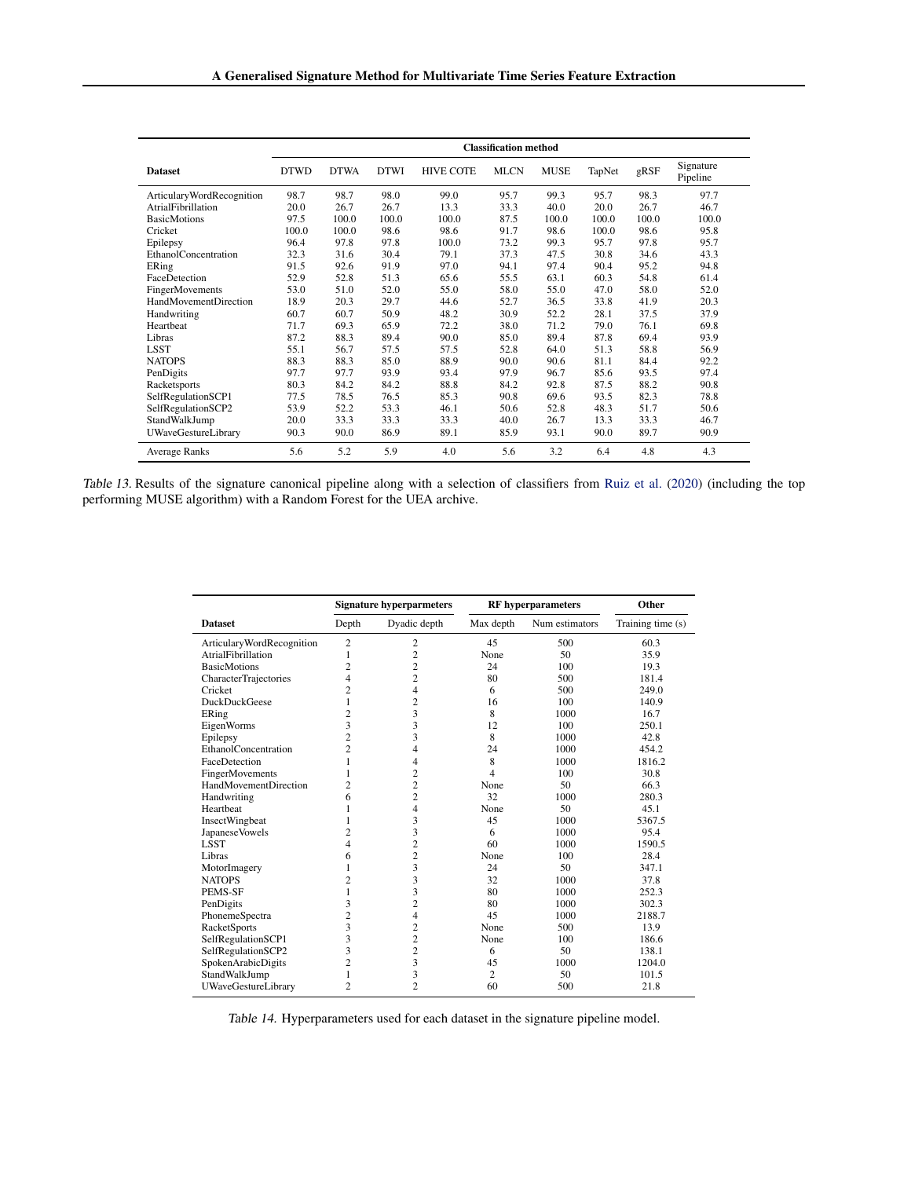| Dataset | Classification method | | | | | | | | |
|---|---|---|---|---|---|---|---|---|---|
| | DTWD | DTWA | DTWI | HIVE COTE | MLCN | MUSE | TapNet | gRSF | Signature Pipeline |
| ArticularyWordRecognition | 98.7 | 98.7 | 98.0 | 99.0 | 95.7 | 99.3 | 95.7 | 98.3 | 97.7 |
| AtrialFibrillation | 20.0 | 26.7 | 26.7 | 13.3 | 33.3 | 40.0 | 20.0 | 26.7 | 46.7 |
| BasicMotions | 97.5 | 100.0 | 100.0 | 100.0 | 87.5 | 100.0 | 100.0 | 100.0 | 100.0 |
| Cricket | 100.0 | 100.0 | 98.6 | 98.6 | 91.7 | 98.6 | 100.0 | 98.6 | 95.8 |
| Epilepsy | 96.4 | 97.8 | 97.8 | 100.0 | 73.2 | 99.3 | 95.7 | 97.8 | 95.7 |
| EthanolConcentration | 32.3 | 31.6 | 30.4 | 79.1 | 37.3 | 47.5 | 30.8 | 34.6 | 43.3 |
| ERing | 91.5 | 92.6 | 91.9 | 97.0 | 94.1 | 97.4 | 90.4 | 95.2 | 94.8 |
| FaceDetection | 52.9 | 52.8 | 51.3 | 65.6 | 55.5 | 63.1 | 60.3 | 54.8 | 61.4 |
| FingerMovements | 53.0 | 51.0 | 52.0 | 55.0 | 58.0 | 55.0 | 47.0 | 58.0 | 52.0 |
| HandMovementDirection | 18.9 | 20.3 | 29.7 | 44.6 | 52.7 | 36.5 | 33.8 | 41.9 | 20.3 |
| Handwriting | 60.7 | 60.7 | 50.9 | 48.2 | 30.9 | 52.2 | 28.1 | 37.5 | 37.9 |
| Heartbeat | 71.7 | 69.3 | 65.9 | 72.2 | 38.0 | 71.2 | 79.0 | 76.1 | 69.8 |
| Libras | 87.2 | 88.3 | 89.4 | 90.0 | 85.0 | 89.4 | 87.8 | 69.4 | 93.9 |
| LSST | 55.1 | 56.7 | 57.5 | 57.5 | 52.8 | 64.0 | 51.3 | 58.8 | 56.9 |
| NATOPS | 88.3 | 88.3 | 85.0 | 88.9 | 90.0 | 90.6 | 81.1 | 84.4 | 92.2 |
| PenDigits | 97.7 | 97.7 | 93.9 | 93.4 | 97.9 | 96.7 | 85.6 | 93.5 | 97.4 |
| Racketsports | 80.3 | 84.2 | 84.2 | 88.8 | 84.2 | 92.8 | 87.5 | 88.2 | 90.8 |
| SelfRegulationSCP1 | 77.5 | 78.5 | 76.5 | 85.3 | 90.8 | 69.6 | 93.5 | 82.3 | 78.8 |
| SelfRegulationSCP2 | 53.9 | 52.2 | 53.3 | 46.1 | 50.6 | 52.8 | 48.3 | 51.7 | 50.6 |
| StandWalkJump | 20.0 | 33.3 | 33.3 | 33.3 | 40.0 | 26.7 | 13.3 | 33.3 | 46.7 |
| UWaveGestureLibrary | 90.3 | 90.0 | 86.9 | 89.1 | 85.9 | 93.1 | 90.0 | 89.7 | 90.9 |
| Average Ranks | 5.6 | 5.2 | 5.9 | 4.0 | 5.6 | 3.2 | 6.4 | 4.8 | 4.3 |

Table 13. Results of the signature canonical pipeline along with a selection of classifiers from Ruiz et al. (2020) (including the top performing MUSE algorithm) with a Random Forest for the UEA archive.

| Dataset | Signature hyperparmeters | | RF hyperparameters | | Other |
|---|---|---|---|---|---|
| | Depth | Dyadic depth | Max depth | Num estimators | Training time (s) |
| ArticularyWordRecognition | 2 | 2 | 45 | 500 | 60.3 |
| AtrialFibrillation | 1 | 2 | None | 50 | 35.9 |
| BasicMotions | 2 | 2 | 24 | 100 | 19.3 |
| CharacterTrajectories | 4 | 2 | 80 | 500 | 181.4 |
| Cricket | 2 | 4 | 6 | 500 | 249.0 |
| DuckDuckGeese | 1 | 2 | 16 | 100 | 140.9 |
| ERing | 2 | 3 | 8 | 1000 | 16.7 |
| EigenWorms | 3 | 3 | 12 | 100 | 250.1 |
| Epilepsy | 2 | 3 | 8 | 1000 | 42.8 |
| EthanolConcentration | 2 | 4 | 24 | 1000 | 454.2 |
| FaceDetection | 1 | 4 | 8 | 1000 | 1816.2 |
| FingerMovements | 1 | 2 | 4 | 100 | 30.8 |
| HandMovementDirection | 2 | 2 | None | 50 | 66.3 |
| Handwriting | 6 | 2 | 32 | 1000 | 280.3 |
| Heartbeat | 1 | 4 | None | 50 | 45.1 |
| InsectWingbeat | 1 | 3 | 45 | 1000 | 5367.5 |
| JapaneseVowels | 2 | 3 | 6 | 1000 | 95.4 |
| LSST | 4 | 2 | 60 | 1000 | 1590.5 |
| Libras | 6 | 2 | None | 100 | 28.4 |
| MotorImagery | 1 | 3 | 24 | 50 | 347.1 |
| NATOPS | 2 | 3 | 32 | 1000 | 37.8 |
| PEMS-SF | 1 | 3 | 80 | 1000 | 252.3 |
| PenDigits | 3 | 2 | 80 | 1000 | 302.3 |
| PhonemeSpectra | 2 | 4 | 45 | 1000 | 2188.7 |
| RacketSports | 3 | 2 | None | 500 | 13.9 |
| SelfRegulationSCP1 | 3 | 2 | None | 100 | 186.6 |
| SelfRegulationSCP2 | 3 | 2 | 6 | 50 | 138.1 |
| SpokenArabicDigits | 2 | 3 | 45 | 1000 | 1204.0 |
| StandWalkJump | 1 | 3 | 2 | 50 | 101.5 |
| UWaveGestureLibrary | 2 | 2 | 60 | 500 | 21.8 |

Table 14. Hyperparameters used for each dataset in the signature pipeline model.